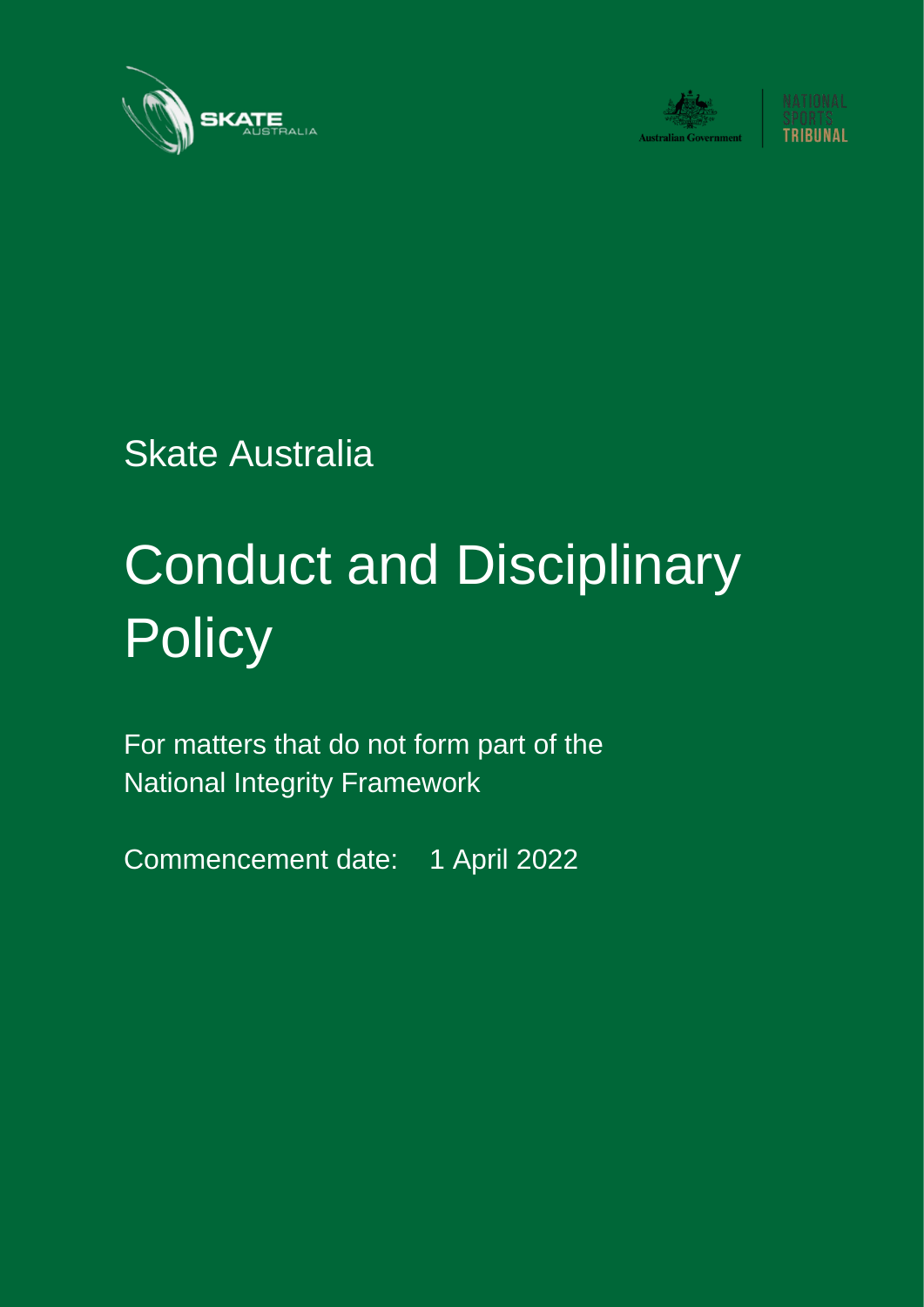Skate Australia

# Conduct and Disciplinary Policy

For matters that do not form part of the National Integrity Framework

Commencement date: 1 April 2022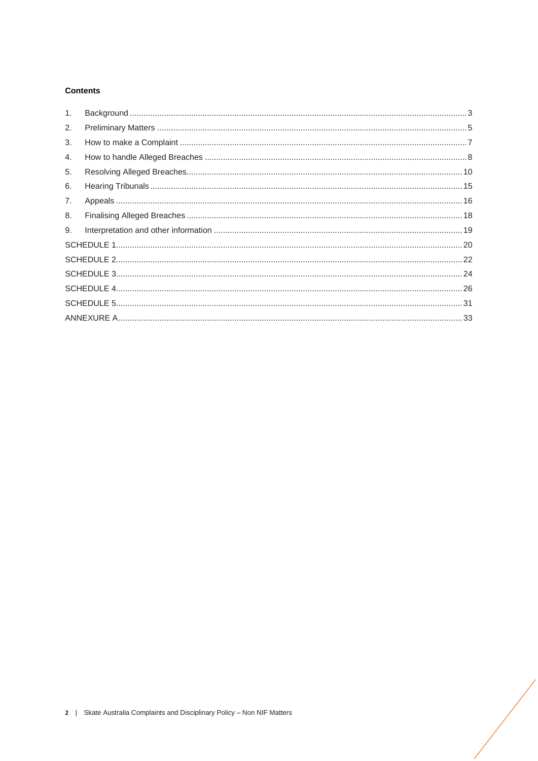**Contents**

1. Background ........................................................................................................................................ 3
2. Preliminary Matters ............................................................................................................................ 5
3. How to make a Complaint .................................................................................................................. 7
4. How to handle Alleged Breaches ....................................................................................................... 8
5. Resolving Alleged Breaches.............................................................................................................. 10
6. Hearing Tribunals .............................................................................................................................. 15
7. Appeals ............................................................................................................................................. 16
8. Finalising Alleged Breaches .............................................................................................................. 18
9. Interpretation and other information .................................................................................................. 19

SCHEDULE 1........................................................................................................................................ 20

SCHEDULE 2........................................................................................................................................ 22

SCHEDULE 3........................................................................................................................................ 24

SCHEDULE 4........................................................................................................................................ 26

SCHEDULE 5........................................................................................................................................ 31

ANNEXURE A ....................................................................................................................................... 33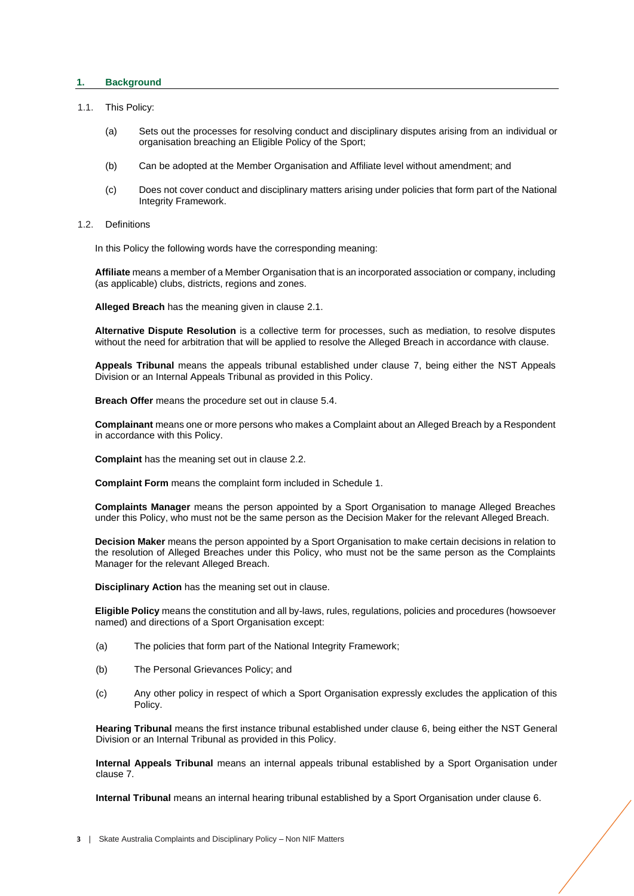## 1. Background

1.1. This Policy:

(a) Sets out the processes for resolving conduct and disciplinary disputes arising from an individual or organisation breaching an Eligible Policy of the Sport;

(b) Can be adopted at the Member Organisation and Affiliate level without amendment; and

(c) Does not cover conduct and disciplinary matters arising under policies that form part of the National Integrity Framework.

1.2. Definitions

In this Policy the following words have the corresponding meaning:

**Affiliate** means a member of a Member Organisation that is an incorporated association or company, including (as applicable) clubs, districts, regions and zones.

**Alleged Breach** has the meaning given in clause 2.1.

**Alternative Dispute Resolution** is a collective term for processes, such as mediation, to resolve disputes without the need for arbitration that will be applied to resolve the Alleged Breach in accordance with clause.

**Appeals Tribunal** means the appeals tribunal established under clause 7, being either the NST Appeals Division or an Internal Appeals Tribunal as provided in this Policy.

**Breach Offer** means the procedure set out in clause 5.4.

**Complainant** means one or more persons who makes a Complaint about an Alleged Breach by a Respondent in accordance with this Policy.

**Complaint** has the meaning set out in clause 2.2.

**Complaint Form** means the complaint form included in Schedule 1.

**Complaints Manager** means the person appointed by a Sport Organisation to manage Alleged Breaches under this Policy, who must not be the same person as the Decision Maker for the relevant Alleged Breach.

**Decision Maker** means the person appointed by a Sport Organisation to make certain decisions in relation to the resolution of Alleged Breaches under this Policy, who must not be the same person as the Complaints Manager for the relevant Alleged Breach.

**Disciplinary Action** has the meaning set out in clause.

**Eligible Policy** means the constitution and all by-laws, rules, regulations, policies and procedures (howsoever named) and directions of a Sport Organisation except:

(a) The policies that form part of the National Integrity Framework;

(b) The Personal Grievances Policy; and

(c) Any other policy in respect of which a Sport Organisation expressly excludes the application of this Policy.

**Hearing Tribunal** means the first instance tribunal established under clause 6, being either the NST General Division or an Internal Tribunal as provided in this Policy.

**Internal Appeals Tribunal** means an internal appeals tribunal established by a Sport Organisation under clause 7.

**Internal Tribunal** means an internal hearing tribunal established by a Sport Organisation under clause 6.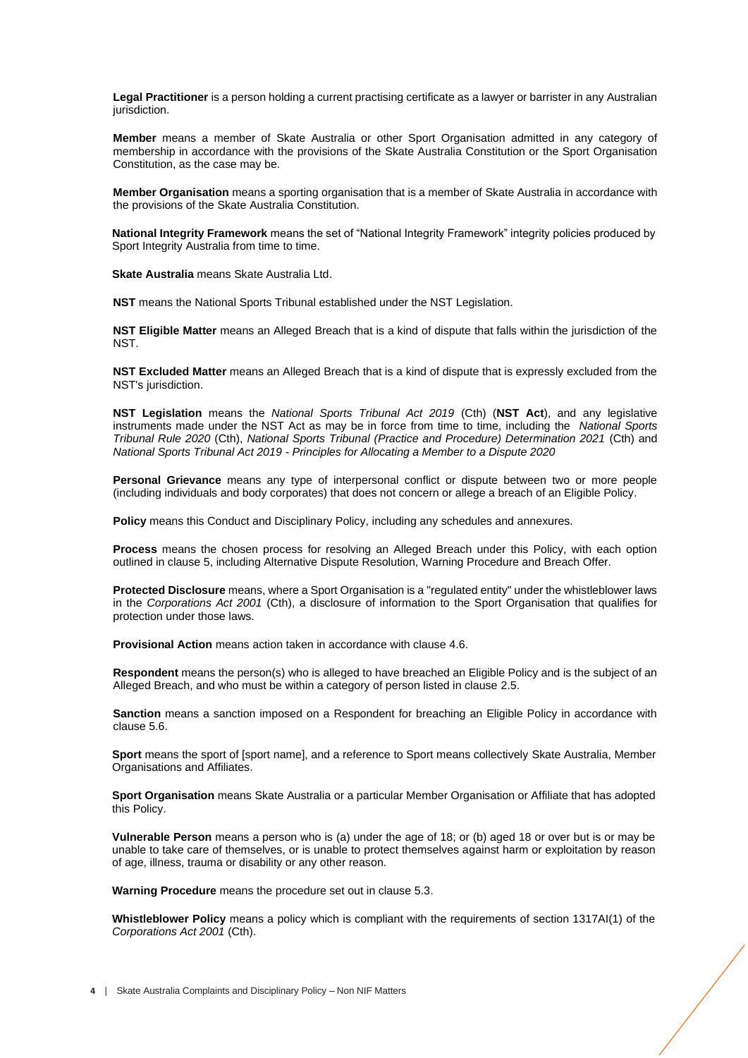**Legal Practitioner** is a person holding a current practising certificate as a lawyer or barrister in any Australian jurisdiction.

**Member** means a member of Skate Australia or other Sport Organisation admitted in any category of membership in accordance with the provisions of the Skate Australia Constitution or the Sport Organisation Constitution, as the case may be.

**Member Organisation** means a sporting organisation that is a member of Skate Australia in accordance with the provisions of the Skate Australia Constitution.

**National Integrity Framework** means the set of "National Integrity Framework" integrity policies produced by Sport Integrity Australia from time to time.

**Skate Australia** means Skate Australia Ltd.

**NST** means the National Sports Tribunal established under the NST Legislation.

**NST Eligible Matter** means an Alleged Breach that is a kind of dispute that falls within the jurisdiction of the NST.

**NST Excluded Matter** means an Alleged Breach that is a kind of dispute that is expressly excluded from the NST's jurisdiction.

**NST Legislation** means the *National Sports Tribunal Act 2019* (Cth) (**NST Act**), and any legislative instruments made under the NST Act as may be in force from time to time, including the *National Sports Tribunal Rule 2020* (Cth), *National Sports Tribunal (Practice and Procedure) Determination 2021* (Cth) and *National Sports Tribunal Act 2019 - Principles for Allocating a Member to a Dispute 2020*

**Personal Grievance** means any type of interpersonal conflict or dispute between two or more people (including individuals and body corporates) that does not concern or allege a breach of an Eligible Policy.

**Policy** means this Conduct and Disciplinary Policy, including any schedules and annexures.

**Process** means the chosen process for resolving an Alleged Breach under this Policy, with each option outlined in clause 5, including Alternative Dispute Resolution, Warning Procedure and Breach Offer.

**Protected Disclosure** means, where a Sport Organisation is a "regulated entity" under the whistleblower laws in the *Corporations Act 2001* (Cth), a disclosure of information to the Sport Organisation that qualifies for protection under those laws.

**Provisional Action** means action taken in accordance with clause 4.6.

**Respondent** means the person(s) who is alleged to have breached an Eligible Policy and is the subject of an Alleged Breach, and who must be within a category of person listed in clause 2.5.

**Sanction** means a sanction imposed on a Respondent for breaching an Eligible Policy in accordance with clause 5.6.

**Sport** means the sport of [sport name], and a reference to Sport means collectively Skate Australia, Member Organisations and Affiliates.

**Sport Organisation** means Skate Australia or a particular Member Organisation or Affiliate that has adopted this Policy.

**Vulnerable Person** means a person who is (a) under the age of 18; or (b) aged 18 or over but is or may be unable to take care of themselves, or is unable to protect themselves against harm or exploitation by reason of age, illness, trauma or disability or any other reason.

**Warning Procedure** means the procedure set out in clause 5.3.

**Whistleblower Policy** means a policy which is compliant with the requirements of section 1317AI(1) of the *Corporations Act 2001* (Cth).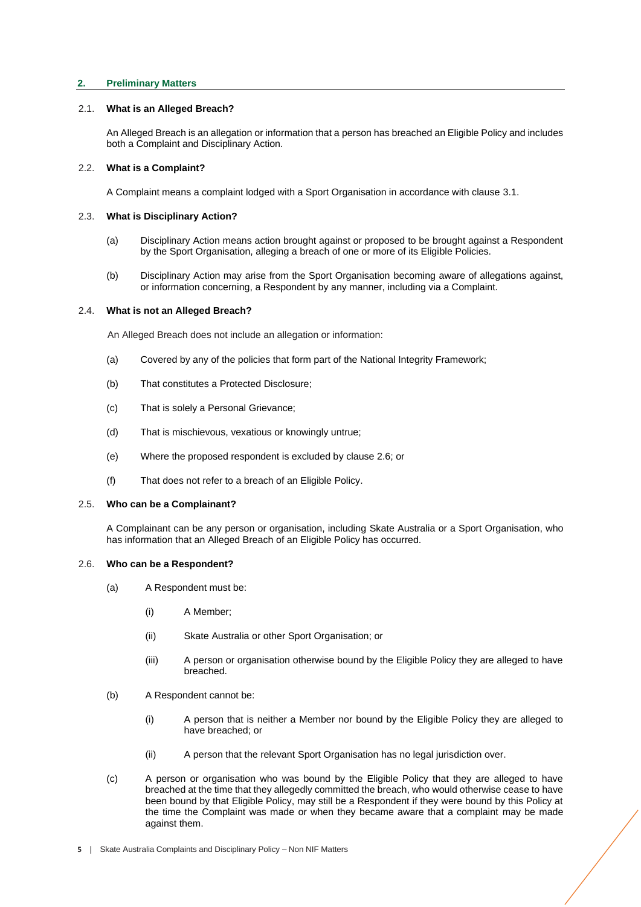## 2. Preliminary Matters

### 2.1. What is an Alleged Breach?

An Alleged Breach is an allegation or information that a person has breached an Eligible Policy and includes both a Complaint and Disciplinary Action.

### 2.2. What is a Complaint?

A Complaint means a complaint lodged with a Sport Organisation in accordance with clause 3.1.

### 2.3. What is Disciplinary Action?

(a) Disciplinary Action means action brought against or proposed to be brought against a Respondent by the Sport Organisation, alleging a breach of one or more of its Eligible Policies.

(b) Disciplinary Action may arise from the Sport Organisation becoming aware of allegations against, or information concerning, a Respondent by any manner, including via a Complaint.

### 2.4. What is not an Alleged Breach?

An Alleged Breach does not include an allegation or information:

(a) Covered by any of the policies that form part of the National Integrity Framework;

(b) That constitutes a Protected Disclosure;

(c) That is solely a Personal Grievance;

(d) That is mischievous, vexatious or knowingly untrue;

(e) Where the proposed respondent is excluded by clause 2.6; or

(f) That does not refer to a breach of an Eligible Policy.

### 2.5. Who can be a Complainant?

A Complainant can be any person or organisation, including Skate Australia or a Sport Organisation, who has information that an Alleged Breach of an Eligible Policy has occurred.

### 2.6. Who can be a Respondent?

(a) A Respondent must be:

- (i) A Member;
- (ii) Skate Australia or other Sport Organisation; or
- (iii) A person or organisation otherwise bound by the Eligible Policy they are alleged to have breached.

(b) A Respondent cannot be:

- (i) A person that is neither a Member nor bound by the Eligible Policy they are alleged to have breached; or
- (ii) A person that the relevant Sport Organisation has no legal jurisdiction over.

(c) A person or organisation who was bound by the Eligible Policy that they are alleged to have breached at the time that they allegedly committed the breach, who would otherwise cease to have been bound by that Eligible Policy, may still be a Respondent if they were bound by this Policy at the time the Complaint was made or when they became aware that a complaint may be made against them.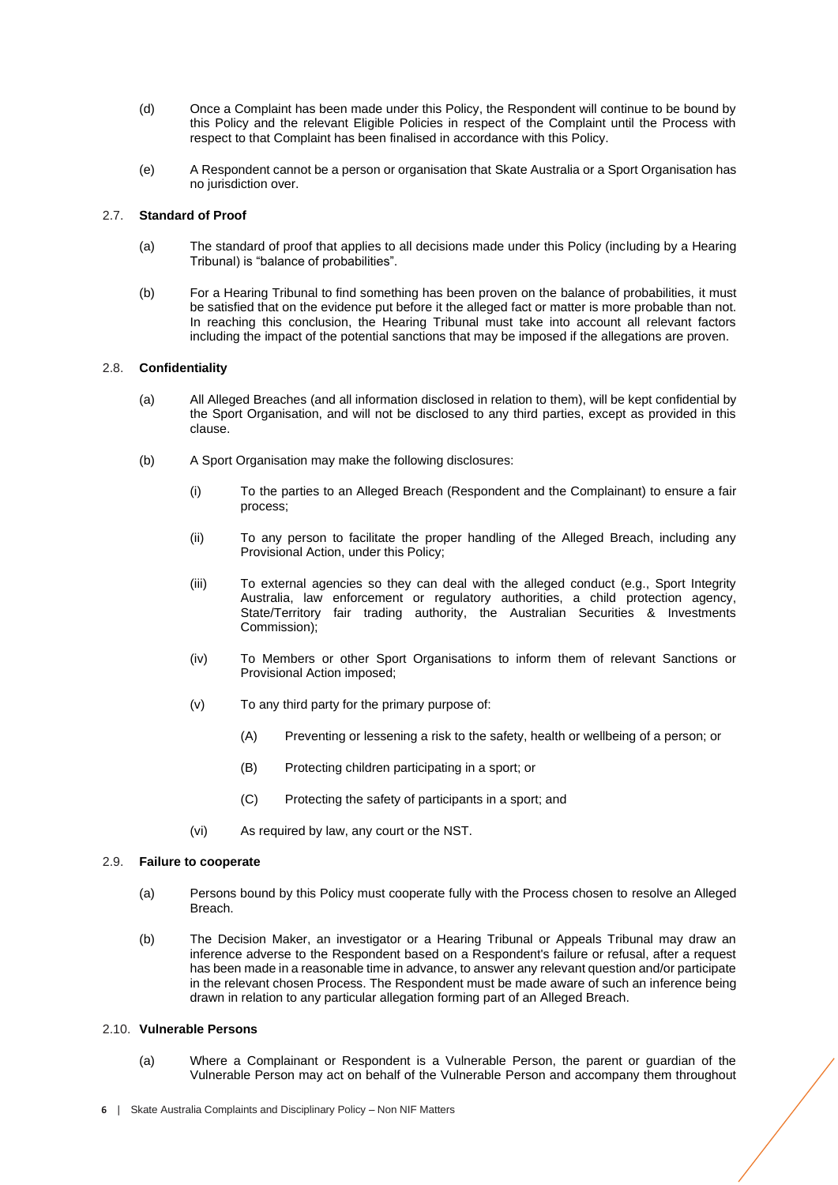(d) Once a Complaint has been made under this Policy, the Respondent will continue to be bound by this Policy and the relevant Eligible Policies in respect of the Complaint until the Process with respect to that Complaint has been finalised in accordance with this Policy.

(e) A Respondent cannot be a person or organisation that Skate Australia or a Sport Organisation has no jurisdiction over.

### 2.7. Standard of Proof

(a) The standard of proof that applies to all decisions made under this Policy (including by a Hearing Tribunal) is “balance of probabilities”.

(b) For a Hearing Tribunal to find something has been proven on the balance of probabilities, it must be satisfied that on the evidence put before it the alleged fact or matter is more probable than not. In reaching this conclusion, the Hearing Tribunal must take into account all relevant factors including the impact of the potential sanctions that may be imposed if the allegations are proven.

### 2.8. Confidentiality

(a) All Alleged Breaches (and all information disclosed in relation to them), will be kept confidential by the Sport Organisation, and will not be disclosed to any third parties, except as provided in this clause.

(b) A Sport Organisation may make the following disclosures:

(i) To the parties to an Alleged Breach (Respondent and the Complainant) to ensure a fair process;

(ii) To any person to facilitate the proper handling of the Alleged Breach, including any Provisional Action, under this Policy;

(iii) To external agencies so they can deal with the alleged conduct (e.g., Sport Integrity Australia, law enforcement or regulatory authorities, a child protection agency, State/Territory fair trading authority, the Australian Securities & Investments Commission);

(iv) To Members or other Sport Organisations to inform them of relevant Sanctions or Provisional Action imposed;

(v) To any third party for the primary purpose of:

(A) Preventing or lessening a risk to the safety, health or wellbeing of a person; or

(B) Protecting children participating in a sport; or

(C) Protecting the safety of participants in a sport; and

(vi) As required by law, any court or the NST.

### 2.9. Failure to cooperate

(a) Persons bound by this Policy must cooperate fully with the Process chosen to resolve an Alleged Breach.

(b) The Decision Maker, an investigator or a Hearing Tribunal or Appeals Tribunal may draw an inference adverse to the Respondent based on a Respondent's failure or refusal, after a request has been made in a reasonable time in advance, to answer any relevant question and/or participate in the relevant chosen Process. The Respondent must be made aware of such an inference being drawn in relation to any particular allegation forming part of an Alleged Breach.

### 2.10. Vulnerable Persons

(a) Where a Complainant or Respondent is a Vulnerable Person, the parent or guardian of the Vulnerable Person may act on behalf of the Vulnerable Person and accompany them throughout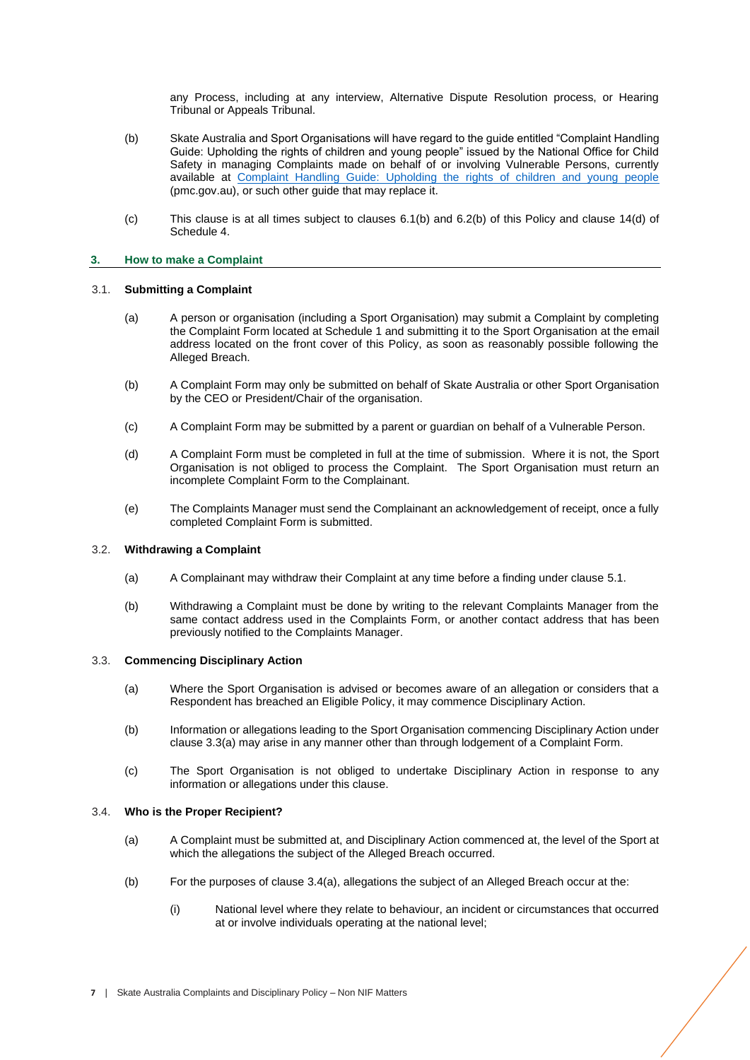any Process, including at any interview, Alternative Dispute Resolution process, or Hearing Tribunal or Appeals Tribunal.

(b) Skate Australia and Sport Organisations will have regard to the guide entitled "Complaint Handling Guide: Upholding the rights of children and young people" issued by the National Office for Child Safety in managing Complaints made on behalf of or involving Vulnerable Persons, currently available at [Complaint Handling Guide: Upholding the rights of children and young people](pmc.gov.au) (pmc.gov.au), or such other guide that may replace it.

(c) This clause is at all times subject to clauses 6.1(b) and 6.2(b) of this Policy and clause 14(d) of Schedule 4.

## 3. How to make a Complaint

### 3.1. Submitting a Complaint

(a) A person or organisation (including a Sport Organisation) may submit a Complaint by completing the Complaint Form located at Schedule 1 and submitting it to the Sport Organisation at the email address located on the front cover of this Policy, as soon as reasonably possible following the Alleged Breach.

(b) A Complaint Form may only be submitted on behalf of Skate Australia or other Sport Organisation by the CEO or President/Chair of the organisation.

(c) A Complaint Form may be submitted by a parent or guardian on behalf of a Vulnerable Person.

(d) A Complaint Form must be completed in full at the time of submission. Where it is not, the Sport Organisation is not obliged to process the Complaint. The Sport Organisation must return an incomplete Complaint Form to the Complainant.

(e) The Complaints Manager must send the Complainant an acknowledgement of receipt, once a fully completed Complaint Form is submitted.

### 3.2. Withdrawing a Complaint

(a) A Complainant may withdraw their Complaint at any time before a finding under clause 5.1.

(b) Withdrawing a Complaint must be done by writing to the relevant Complaints Manager from the same contact address used in the Complaints Form, or another contact address that has been previously notified to the Complaints Manager.

### 3.3. Commencing Disciplinary Action

(a) Where the Sport Organisation is advised or becomes aware of an allegation or considers that a Respondent has breached an Eligible Policy, it may commence Disciplinary Action.

(b) Information or allegations leading to the Sport Organisation commencing Disciplinary Action under clause 3.3(a) may arise in any manner other than through lodgement of a Complaint Form.

(c) The Sport Organisation is not obliged to undertake Disciplinary Action in response to any information or allegations under this clause.

### 3.4. Who is the Proper Recipient?

(a) A Complaint must be submitted at, and Disciplinary Action commenced at, the level of the Sport at which the allegations the subject of the Alleged Breach occurred.

(b) For the purposes of clause 3.4(a), allegations the subject of an Alleged Breach occur at the:

(i) National level where they relate to behaviour, an incident or circumstances that occurred at or involve individuals operating at the national level;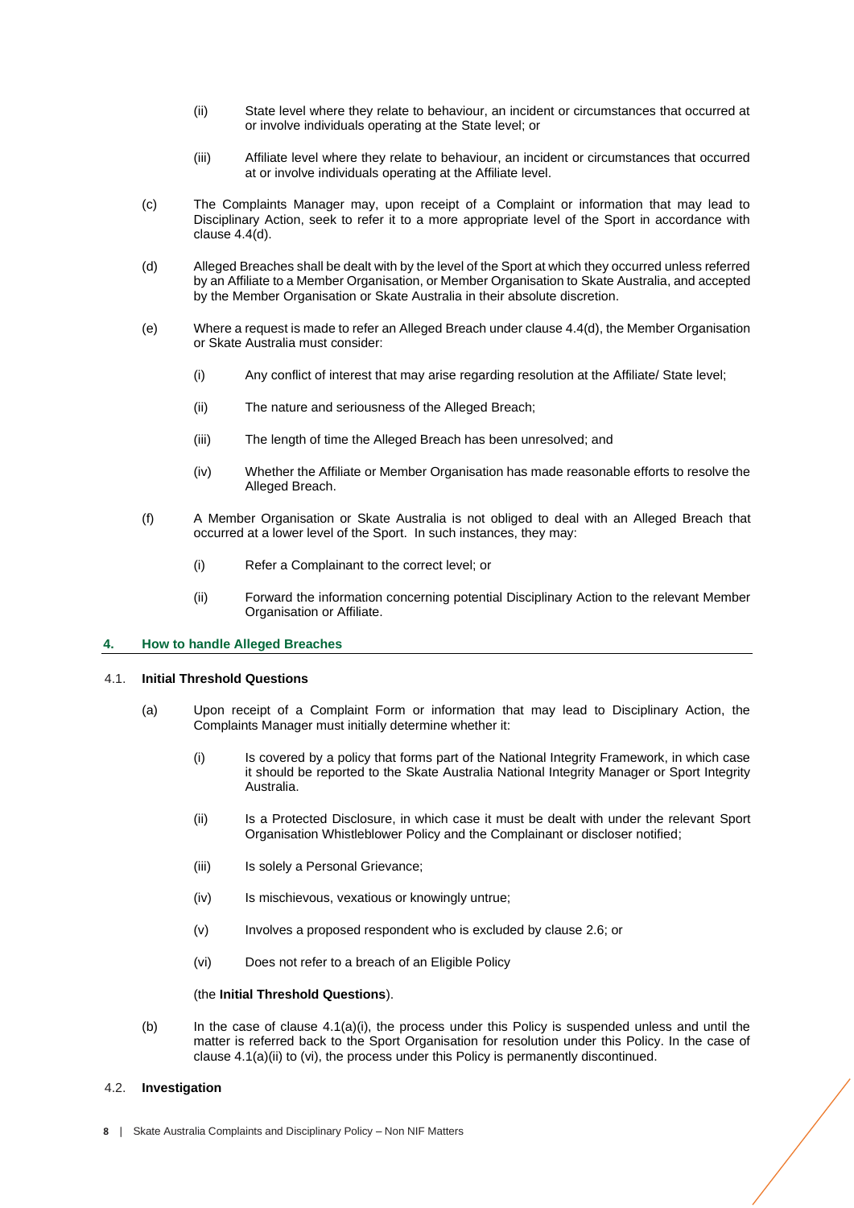(ii) State level where they relate to behaviour, an incident or circumstances that occurred at or involve individuals operating at the State level; or

(iii) Affiliate level where they relate to behaviour, an incident or circumstances that occurred at or involve individuals operating at the Affiliate level.

(c) The Complaints Manager may, upon receipt of a Complaint or information that may lead to Disciplinary Action, seek to refer it to a more appropriate level of the Sport in accordance with clause 4.4(d).

(d) Alleged Breaches shall be dealt with by the level of the Sport at which they occurred unless referred by an Affiliate to a Member Organisation, or Member Organisation to Skate Australia, and accepted by the Member Organisation or Skate Australia in their absolute discretion.

(e) Where a request is made to refer an Alleged Breach under clause 4.4(d), the Member Organisation or Skate Australia must consider:

(i) Any conflict of interest that may arise regarding resolution at the Affiliate/ State level;

(ii) The nature and seriousness of the Alleged Breach;

(iii) The length of time the Alleged Breach has been unresolved; and

(iv) Whether the Affiliate or Member Organisation has made reasonable efforts to resolve the Alleged Breach.

(f) A Member Organisation or Skate Australia is not obliged to deal with an Alleged Breach that occurred at a lower level of the Sport. In such instances, they may:

(i) Refer a Complainant to the correct level; or

(ii) Forward the information concerning potential Disciplinary Action to the relevant Member Organisation or Affiliate.

## 4. How to handle Alleged Breaches

### 4.1. Initial Threshold Questions

(a) Upon receipt of a Complaint Form or information that may lead to Disciplinary Action, the Complaints Manager must initially determine whether it:

(i) Is covered by a policy that forms part of the National Integrity Framework, in which case it should be reported to the Skate Australia National Integrity Manager or Sport Integrity Australia.

(ii) Is a Protected Disclosure, in which case it must be dealt with under the relevant Sport Organisation Whistleblower Policy and the Complainant or discloser notified;

(iii) Is solely a Personal Grievance;

(iv) Is mischievous, vexatious or knowingly untrue;

(v) Involves a proposed respondent who is excluded by clause 2.6; or

(vi) Does not refer to a breach of an Eligible Policy

(the **Initial Threshold Questions**).

(b) In the case of clause 4.1(a)(i), the process under this Policy is suspended unless and until the matter is referred back to the Sport Organisation for resolution under this Policy. In the case of clause 4.1(a)(ii) to (vi), the process under this Policy is permanently discontinued.

### 4.2. Investigation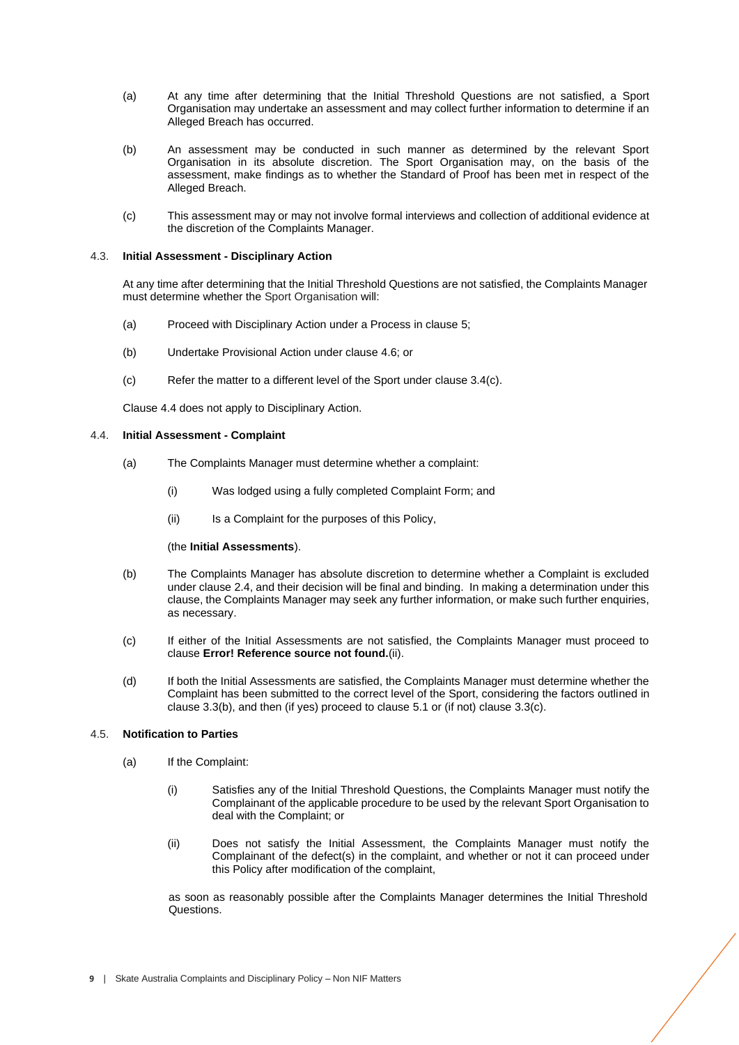(a) At any time after determining that the Initial Threshold Questions are not satisfied, a Sport Organisation may undertake an assessment and may collect further information to determine if an Alleged Breach has occurred.

(b) An assessment may be conducted in such manner as determined by the relevant Sport Organisation in its absolute discretion. The Sport Organisation may, on the basis of the assessment, make findings as to whether the Standard of Proof has been met in respect of the Alleged Breach.

(c) This assessment may or may not involve formal interviews and collection of additional evidence at the discretion of the Complaints Manager.

### 4.3. Initial Assessment - Disciplinary Action

At any time after determining that the Initial Threshold Questions are not satisfied, the Complaints Manager must determine whether the Sport Organisation will:

(a) Proceed with Disciplinary Action under a Process in clause 5;

(b) Undertake Provisional Action under clause 4.6; or

(c) Refer the matter to a different level of the Sport under clause 3.4(c).

Clause 4.4 does not apply to Disciplinary Action.

### 4.4. Initial Assessment - Complaint

(a) The Complaints Manager must determine whether a complaint:

   (i) Was lodged using a fully completed Complaint Form; and

   (ii) Is a Complaint for the purposes of this Policy,

   (the **Initial Assessments**).

(b) The Complaints Manager has absolute discretion to determine whether a Complaint is excluded under clause 2.4, and their decision will be final and binding. In making a determination under this clause, the Complaints Manager may seek any further information, or make such further enquiries, as necessary.

(c) If either of the Initial Assessments are not satisfied, the Complaints Manager must proceed to clause **Error! Reference source not found.**(ii).

(d) If both the Initial Assessments are satisfied, the Complaints Manager must determine whether the Complaint has been submitted to the correct level of the Sport, considering the factors outlined in clause 3.3(b), and then (if yes) proceed to clause 5.1 or (if not) clause 3.3(c).

### 4.5. Notification to Parties

(a) If the Complaint:

   (i) Satisfies any of the Initial Threshold Questions, the Complaints Manager must notify the Complainant of the applicable procedure to be used by the relevant Sport Organisation to deal with the Complaint; or

   (ii) Does not satisfy the Initial Assessment, the Complaints Manager must notify the Complainant of the defect(s) in the complaint, and whether or not it can proceed under this Policy after modification of the complaint,

   as soon as reasonably possible after the Complaints Manager determines the Initial Threshold Questions.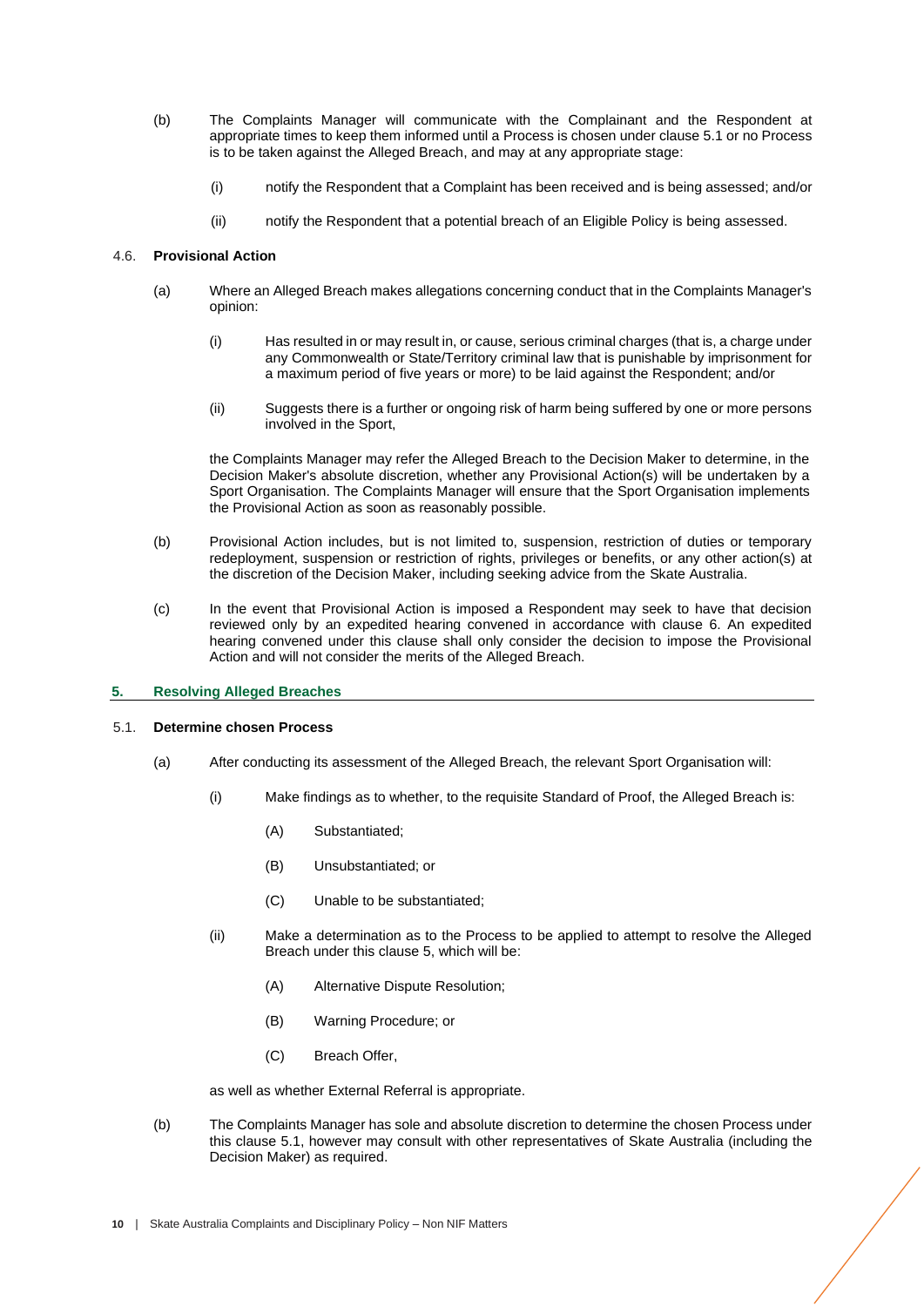(b) The Complaints Manager will communicate with the Complainant and the Respondent at appropriate times to keep them informed until a Process is chosen under clause 5.1 or no Process is to be taken against the Alleged Breach, and may at any appropriate stage:

(i) notify the Respondent that a Complaint has been received and is being assessed; and/or

(ii) notify the Respondent that a potential breach of an Eligible Policy is being assessed.

### 4.6. Provisional Action

(a) Where an Alleged Breach makes allegations concerning conduct that in the Complaints Manager's opinion:

(i) Has resulted in or may result in, or cause, serious criminal charges (that is, a charge under any Commonwealth or State/Territory criminal law that is punishable by imprisonment for a maximum period of five years or more) to be laid against the Respondent; and/or

(ii) Suggests there is a further or ongoing risk of harm being suffered by one or more persons involved in the Sport,

the Complaints Manager may refer the Alleged Breach to the Decision Maker to determine, in the Decision Maker's absolute discretion, whether any Provisional Action(s) will be undertaken by a Sport Organisation. The Complaints Manager will ensure that the Sport Organisation implements the Provisional Action as soon as reasonably possible.

(b) Provisional Action includes, but is not limited to, suspension, restriction of duties or temporary redeployment, suspension or restriction of rights, privileges or benefits, or any other action(s) at the discretion of the Decision Maker, including seeking advice from the Skate Australia.

(c) In the event that Provisional Action is imposed a Respondent may seek to have that decision reviewed only by an expedited hearing convened in accordance with clause 6. An expedited hearing convened under this clause shall only consider the decision to impose the Provisional Action and will not consider the merits of the Alleged Breach.

## 5. Resolving Alleged Breaches

### 5.1. Determine chosen Process

(a) After conducting its assessment of the Alleged Breach, the relevant Sport Organisation will:

(i) Make findings as to whether, to the requisite Standard of Proof, the Alleged Breach is:

(A) Substantiated;

(B) Unsubstantiated; or

(C) Unable to be substantiated;

(ii) Make a determination as to the Process to be applied to attempt to resolve the Alleged Breach under this clause 5, which will be:

(A) Alternative Dispute Resolution;

(B) Warning Procedure; or

(C) Breach Offer,

as well as whether External Referral is appropriate.

(b) The Complaints Manager has sole and absolute discretion to determine the chosen Process under this clause 5.1, however may consult with other representatives of Skate Australia (including the Decision Maker) as required.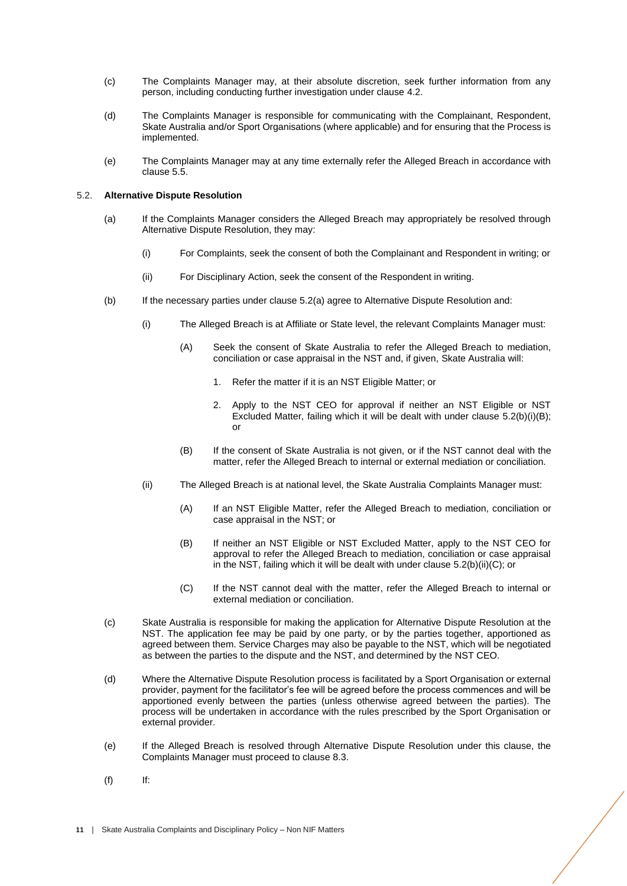(c) The Complaints Manager may, at their absolute discretion, seek further information from any person, including conducting further investigation under clause 4.2.

(d) The Complaints Manager is responsible for communicating with the Complainant, Respondent, Skate Australia and/or Sport Organisations (where applicable) and for ensuring that the Process is implemented.

(e) The Complaints Manager may at any time externally refer the Alleged Breach in accordance with clause 5.5.

### 5.2. Alternative Dispute Resolution

(a) If the Complaints Manager considers the Alleged Breach may appropriately be resolved through Alternative Dispute Resolution, they may:

   (i) For Complaints, seek the consent of both the Complainant and Respondent in writing; or

   (ii) For Disciplinary Action, seek the consent of the Respondent in writing.

(b) If the necessary parties under clause 5.2(a) agree to Alternative Dispute Resolution and:

   (i) The Alleged Breach is at Affiliate or State level, the relevant Complaints Manager must:

      (A) Seek the consent of Skate Australia to refer the Alleged Breach to mediation, conciliation or case appraisal in the NST and, if given, Skate Australia will:

         1. Refer the matter if it is an NST Eligible Matter; or

         2. Apply to the NST CEO for approval if neither an NST Eligible or NST Excluded Matter, failing which it will be dealt with under clause 5.2(b)(i)(B); or

      (B) If the consent of Skate Australia is not given, or if the NST cannot deal with the matter, refer the Alleged Breach to internal or external mediation or conciliation.

   (ii) The Alleged Breach is at national level, the Skate Australia Complaints Manager must:

      (A) If an NST Eligible Matter, refer the Alleged Breach to mediation, conciliation or case appraisal in the NST; or

      (B) If neither an NST Eligible or NST Excluded Matter, apply to the NST CEO for approval to refer the Alleged Breach to mediation, conciliation or case appraisal in the NST, failing which it will be dealt with under clause 5.2(b)(ii)(C); or

      (C) If the NST cannot deal with the matter, refer the Alleged Breach to internal or external mediation or conciliation.

(c) Skate Australia is responsible for making the application for Alternative Dispute Resolution at the NST. The application fee may be paid by one party, or by the parties together, apportioned as agreed between them. Service Charges may also be payable to the NST, which will be negotiated as between the parties to the dispute and the NST, and determined by the NST CEO.

(d) Where the Alternative Dispute Resolution process is facilitated by a Sport Organisation or external provider, payment for the facilitator's fee will be agreed before the process commences and will be apportioned evenly between the parties (unless otherwise agreed between the parties). The process will be undertaken in accordance with the rules prescribed by the Sport Organisation or external provider.

(e) If the Alleged Breach is resolved through Alternative Dispute Resolution under this clause, the Complaints Manager must proceed to clause 8.3.

(f) If: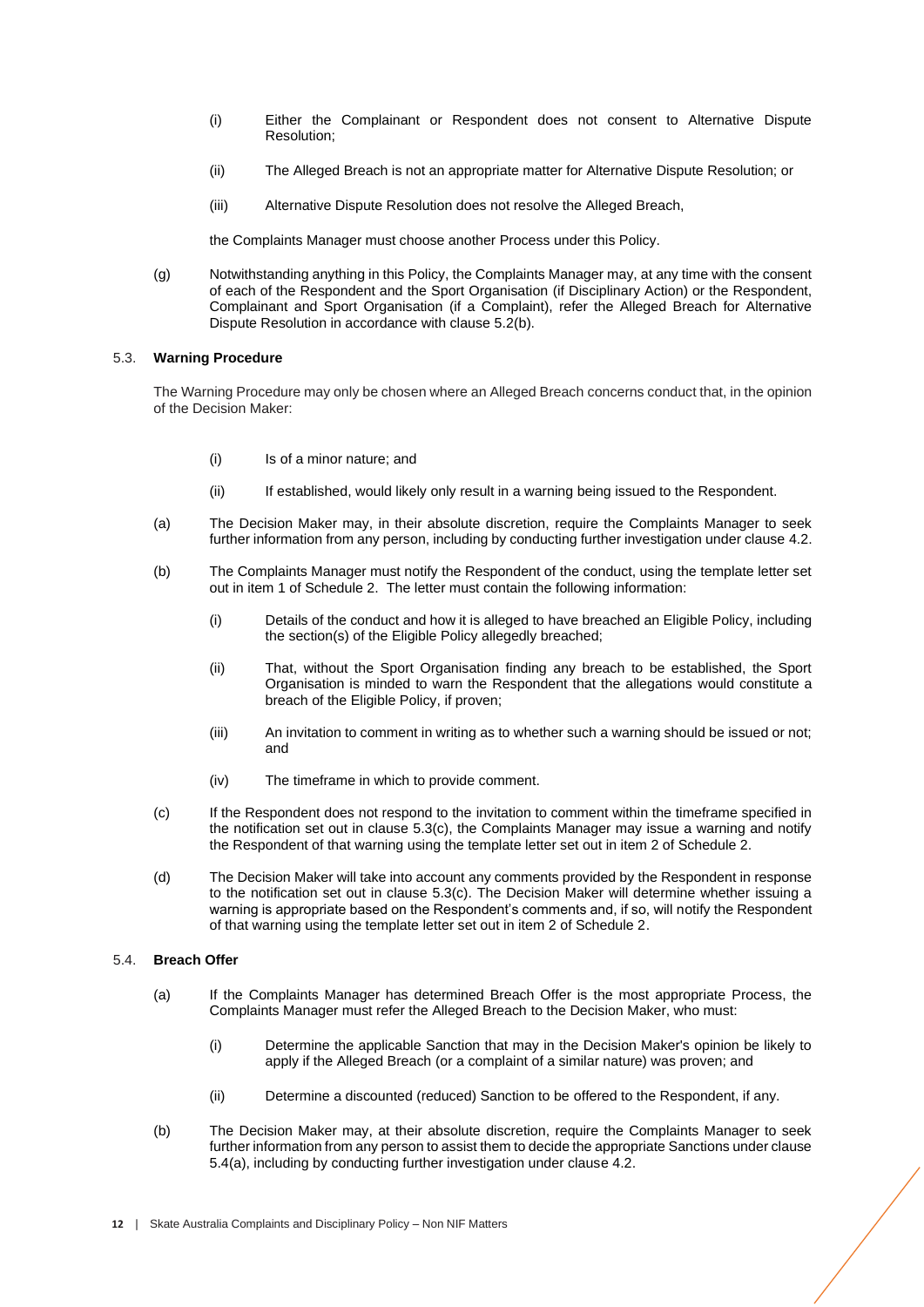(i) Either the Complainant or Respondent does not consent to Alternative Dispute Resolution;

(ii) The Alleged Breach is not an appropriate matter for Alternative Dispute Resolution; or

(iii) Alternative Dispute Resolution does not resolve the Alleged Breach,

the Complaints Manager must choose another Process under this Policy.

(g) Notwithstanding anything in this Policy, the Complaints Manager may, at any time with the consent of each of the Respondent and the Sport Organisation (if Disciplinary Action) or the Respondent, Complainant and Sport Organisation (if a Complaint), refer the Alleged Breach for Alternative Dispute Resolution in accordance with clause 5.2(b).

### 5.3. Warning Procedure

The Warning Procedure may only be chosen where an Alleged Breach concerns conduct that, in the opinion of the Decision Maker:

(i) Is of a minor nature; and

(ii) If established, would likely only result in a warning being issued to the Respondent.

(a) The Decision Maker may, in their absolute discretion, require the Complaints Manager to seek further information from any person, including by conducting further investigation under clause 4.2.

(b) The Complaints Manager must notify the Respondent of the conduct, using the template letter set out in item 1 of Schedule 2. The letter must contain the following information:

(i) Details of the conduct and how it is alleged to have breached an Eligible Policy, including the section(s) of the Eligible Policy allegedly breached;

(ii) That, without the Sport Organisation finding any breach to be established, the Sport Organisation is minded to warn the Respondent that the allegations would constitute a breach of the Eligible Policy, if proven;

(iii) An invitation to comment in writing as to whether such a warning should be issued or not; and

(iv) The timeframe in which to provide comment.

(c) If the Respondent does not respond to the invitation to comment within the timeframe specified in the notification set out in clause 5.3(c), the Complaints Manager may issue a warning and notify the Respondent of that warning using the template letter set out in item 2 of Schedule 2.

(d) The Decision Maker will take into account any comments provided by the Respondent in response to the notification set out in clause 5.3(c). The Decision Maker will determine whether issuing a warning is appropriate based on the Respondent's comments and, if so, will notify the Respondent of that warning using the template letter set out in item 2 of Schedule 2.

### 5.4. Breach Offer

(a) If the Complaints Manager has determined Breach Offer is the most appropriate Process, the Complaints Manager must refer the Alleged Breach to the Decision Maker, who must:

(i) Determine the applicable Sanction that may in the Decision Maker's opinion be likely to apply if the Alleged Breach (or a complaint of a similar nature) was proven; and

(ii) Determine a discounted (reduced) Sanction to be offered to the Respondent, if any.

(b) The Decision Maker may, at their absolute discretion, require the Complaints Manager to seek further information from any person to assist them to decide the appropriate Sanctions under clause 5.4(a), including by conducting further investigation under clause 4.2.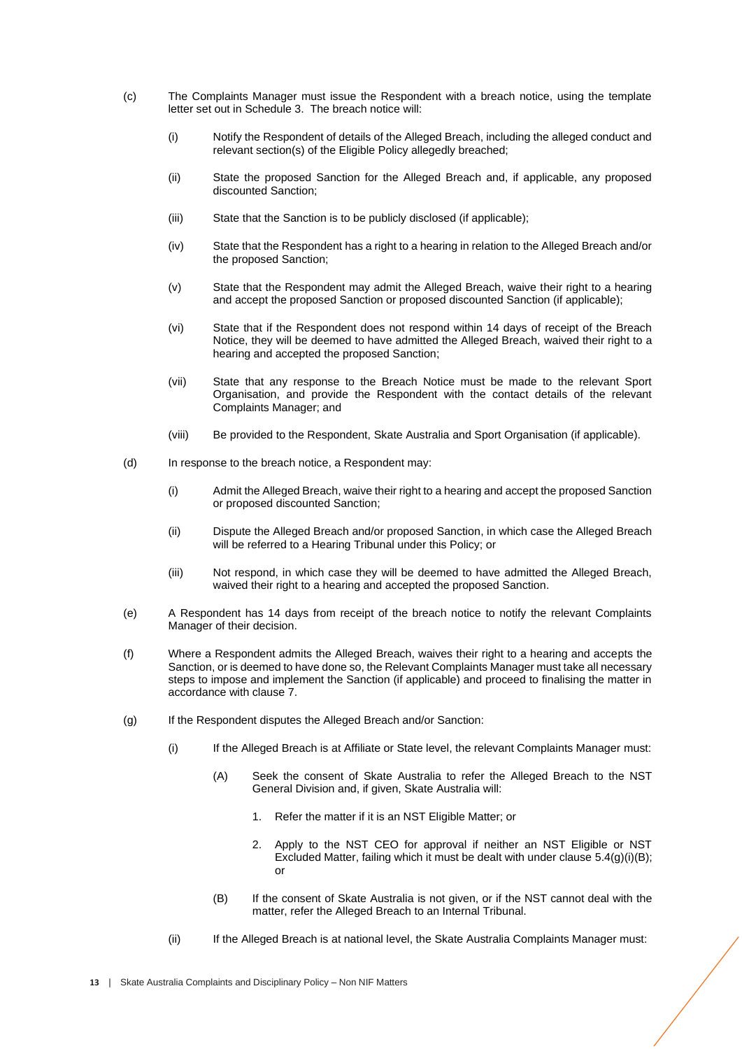(c) The Complaints Manager must issue the Respondent with a breach notice, using the template letter set out in Schedule 3. The breach notice will:

  (i) Notify the Respondent of details of the Alleged Breach, including the alleged conduct and relevant section(s) of the Eligible Policy allegedly breached;

  (ii) State the proposed Sanction for the Alleged Breach and, if applicable, any proposed discounted Sanction;

  (iii) State that the Sanction is to be publicly disclosed (if applicable);

  (iv) State that the Respondent has a right to a hearing in relation to the Alleged Breach and/or the proposed Sanction;

  (v) State that the Respondent may admit the Alleged Breach, waive their right to a hearing and accept the proposed Sanction or proposed discounted Sanction (if applicable);

  (vi) State that if the Respondent does not respond within 14 days of receipt of the Breach Notice, they will be deemed to have admitted the Alleged Breach, waived their right to a hearing and accepted the proposed Sanction;

  (vii) State that any response to the Breach Notice must be made to the relevant Sport Organisation, and provide the Respondent with the contact details of the relevant Complaints Manager; and

  (viii) Be provided to the Respondent, Skate Australia and Sport Organisation (if applicable).

(d) In response to the breach notice, a Respondent may:

  (i) Admit the Alleged Breach, waive their right to a hearing and accept the proposed Sanction or proposed discounted Sanction;

  (ii) Dispute the Alleged Breach and/or proposed Sanction, in which case the Alleged Breach will be referred to a Hearing Tribunal under this Policy; or

  (iii) Not respond, in which case they will be deemed to have admitted the Alleged Breach, waived their right to a hearing and accepted the proposed Sanction.

(e) A Respondent has 14 days from receipt of the breach notice to notify the relevant Complaints Manager of their decision.

(f) Where a Respondent admits the Alleged Breach, waives their right to a hearing and accepts the Sanction, or is deemed to have done so, the Relevant Complaints Manager must take all necessary steps to impose and implement the Sanction (if applicable) and proceed to finalising the matter in accordance with clause 7.

(g) If the Respondent disputes the Alleged Breach and/or Sanction:

  (i) If the Alleged Breach is at Affiliate or State level, the relevant Complaints Manager must:

    (A) Seek the consent of Skate Australia to refer the Alleged Breach to the NST General Division and, if given, Skate Australia will:

      1. Refer the matter if it is an NST Eligible Matter; or

      2. Apply to the NST CEO for approval if neither an NST Eligible or NST Excluded Matter, failing which it must be dealt with under clause 5.4(g)(i)(B); or

    (B) If the consent of Skate Australia is not given, or if the NST cannot deal with the matter, refer the Alleged Breach to an Internal Tribunal.

  (ii) If the Alleged Breach is at national level, the Skate Australia Complaints Manager must: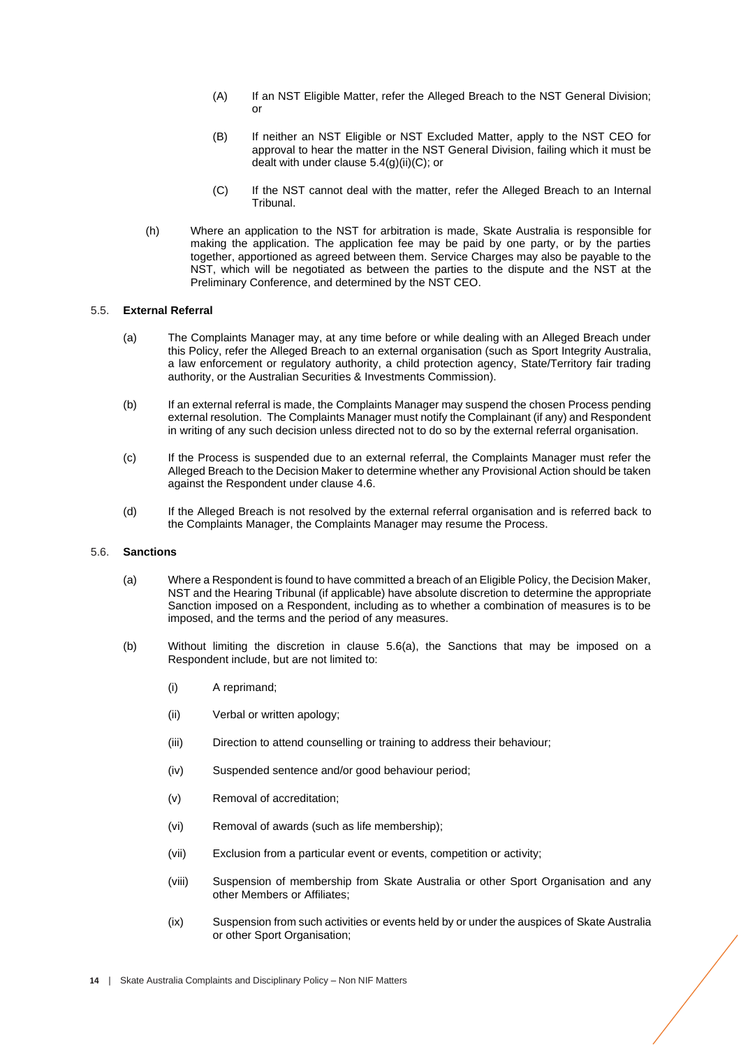(A) If an NST Eligible Matter, refer the Alleged Breach to the NST General Division; or

(B) If neither an NST Eligible or NST Excluded Matter, apply to the NST CEO for approval to hear the matter in the NST General Division, failing which it must be dealt with under clause 5.4(g)(ii)(C); or

(C) If the NST cannot deal with the matter, refer the Alleged Breach to an Internal Tribunal.

(h) Where an application to the NST for arbitration is made, Skate Australia is responsible for making the application. The application fee may be paid by one party, or by the parties together, apportioned as agreed between them. Service Charges may also be payable to the NST, which will be negotiated as between the parties to the dispute and the NST at the Preliminary Conference, and determined by the NST CEO.

### 5.5. External Referral

(a) The Complaints Manager may, at any time before or while dealing with an Alleged Breach under this Policy, refer the Alleged Breach to an external organisation (such as Sport Integrity Australia, a law enforcement or regulatory authority, a child protection agency, State/Territory fair trading authority, or the Australian Securities & Investments Commission).

(b) If an external referral is made, the Complaints Manager may suspend the chosen Process pending external resolution. The Complaints Manager must notify the Complainant (if any) and Respondent in writing of any such decision unless directed not to do so by the external referral organisation.

(c) If the Process is suspended due to an external referral, the Complaints Manager must refer the Alleged Breach to the Decision Maker to determine whether any Provisional Action should be taken against the Respondent under clause 4.6.

(d) If the Alleged Breach is not resolved by the external referral organisation and is referred back to the Complaints Manager, the Complaints Manager may resume the Process.

### 5.6. Sanctions

(a) Where a Respondent is found to have committed a breach of an Eligible Policy, the Decision Maker, NST and the Hearing Tribunal (if applicable) have absolute discretion to determine the appropriate Sanction imposed on a Respondent, including as to whether a combination of measures is to be imposed, and the terms and the period of any measures.

(b) Without limiting the discretion in clause 5.6(a), the Sanctions that may be imposed on a Respondent include, but are not limited to:

(i) A reprimand;

(ii) Verbal or written apology;

(iii) Direction to attend counselling or training to address their behaviour;

(iv) Suspended sentence and/or good behaviour period;

(v) Removal of accreditation;

(vi) Removal of awards (such as life membership);

(vii) Exclusion from a particular event or events, competition or activity;

(viii) Suspension of membership from Skate Australia or other Sport Organisation and any other Members or Affiliates;

(ix) Suspension from such activities or events held by or under the auspices of Skate Australia or other Sport Organisation;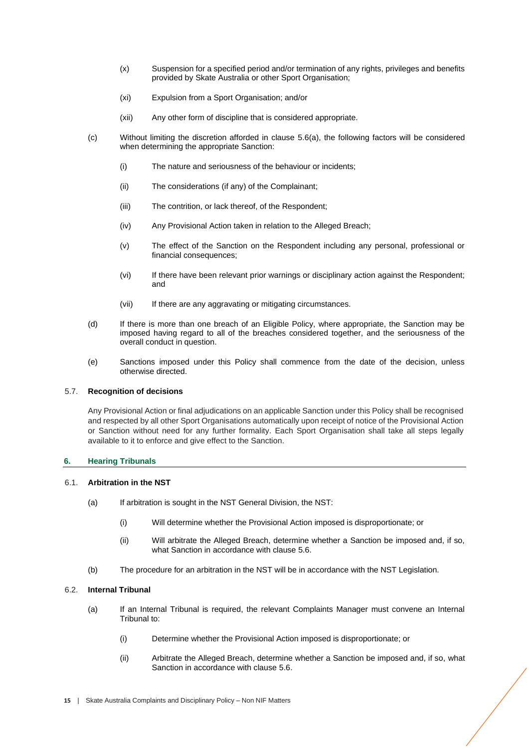(x) Suspension for a specified period and/or termination of any rights, privileges and benefits provided by Skate Australia or other Sport Organisation;

(xi) Expulsion from a Sport Organisation; and/or

(xii) Any other form of discipline that is considered appropriate.

(c) Without limiting the discretion afforded in clause 5.6(a), the following factors will be considered when determining the appropriate Sanction:

(i) The nature and seriousness of the behaviour or incidents;

(ii) The considerations (if any) of the Complainant;

(iii) The contrition, or lack thereof, of the Respondent;

(iv) Any Provisional Action taken in relation to the Alleged Breach;

(v) The effect of the Sanction on the Respondent including any personal, professional or financial consequences;

(vi) If there have been relevant prior warnings or disciplinary action against the Respondent; and

(vii) If there are any aggravating or mitigating circumstances.

(d) If there is more than one breach of an Eligible Policy, where appropriate, the Sanction may be imposed having regard to all of the breaches considered together, and the seriousness of the overall conduct in question.

(e) Sanctions imposed under this Policy shall commence from the date of the decision, unless otherwise directed.

### 5.7. Recognition of decisions

Any Provisional Action or final adjudications on an applicable Sanction under this Policy shall be recognised and respected by all other Sport Organisations automatically upon receipt of notice of the Provisional Action or Sanction without need for any further formality. Each Sport Organisation shall take all steps legally available to it to enforce and give effect to the Sanction.

## 6. Hearing Tribunals

### 6.1. Arbitration in the NST

(a) If arbitration is sought in the NST General Division, the NST:

(i) Will determine whether the Provisional Action imposed is disproportionate; or

(ii) Will arbitrate the Alleged Breach, determine whether a Sanction be imposed and, if so, what Sanction in accordance with clause 5.6.

(b) The procedure for an arbitration in the NST will be in accordance with the NST Legislation.

### 6.2. Internal Tribunal

(a) If an Internal Tribunal is required, the relevant Complaints Manager must convene an Internal Tribunal to:

(i) Determine whether the Provisional Action imposed is disproportionate; or

(ii) Arbitrate the Alleged Breach, determine whether a Sanction be imposed and, if so, what Sanction in accordance with clause 5.6.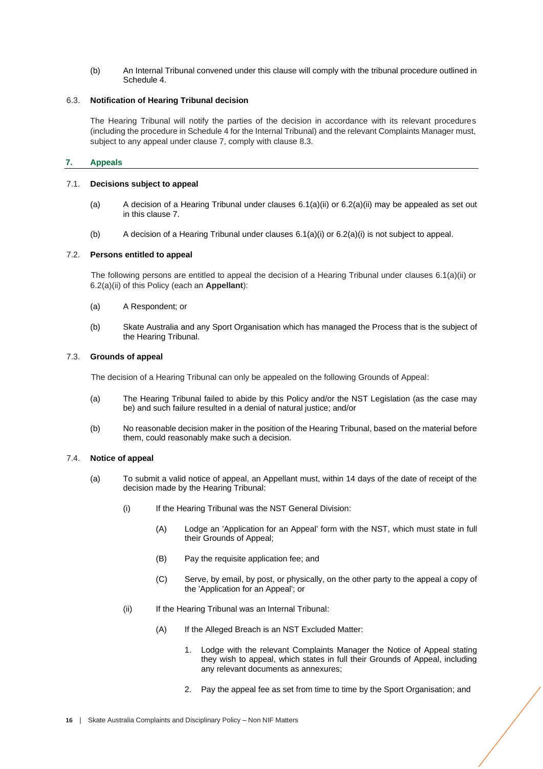(b) An Internal Tribunal convened under this clause will comply with the tribunal procedure outlined in Schedule 4.

### 6.3. Notification of Hearing Tribunal decision

The Hearing Tribunal will notify the parties of the decision in accordance with its relevant procedures (including the procedure in Schedule 4 for the Internal Tribunal) and the relevant Complaints Manager must, subject to any appeal under clause 7, comply with clause 8.3.

## 7. Appeals

### 7.1. Decisions subject to appeal

(a) A decision of a Hearing Tribunal under clauses 6.1(a)(ii) or 6.2(a)(ii) may be appealed as set out in this clause 7.

(b) A decision of a Hearing Tribunal under clauses 6.1(a)(i) or 6.2(a)(i) is not subject to appeal.

### 7.2. Persons entitled to appeal

The following persons are entitled to appeal the decision of a Hearing Tribunal under clauses 6.1(a)(ii) or 6.2(a)(ii) of this Policy (each an **Appellant**):

(a) A Respondent; or

(b) Skate Australia and any Sport Organisation which has managed the Process that is the subject of the Hearing Tribunal.

### 7.3. Grounds of appeal

The decision of a Hearing Tribunal can only be appealed on the following Grounds of Appeal:

(a) The Hearing Tribunal failed to abide by this Policy and/or the NST Legislation (as the case may be) and such failure resulted in a denial of natural justice; and/or

(b) No reasonable decision maker in the position of the Hearing Tribunal, based on the material before them, could reasonably make such a decision.

### 7.4. Notice of appeal

(a) To submit a valid notice of appeal, an Appellant must, within 14 days of the date of receipt of the decision made by the Hearing Tribunal:

(i) If the Hearing Tribunal was the NST General Division:

(A) Lodge an 'Application for an Appeal' form with the NST, which must state in full their Grounds of Appeal;

(B) Pay the requisite application fee; and

(C) Serve, by email, by post, or physically, on the other party to the appeal a copy of the 'Application for an Appeal'; or

(ii) If the Hearing Tribunal was an Internal Tribunal:

(A) If the Alleged Breach is an NST Excluded Matter:

1. Lodge with the relevant Complaints Manager the Notice of Appeal stating they wish to appeal, which states in full their Grounds of Appeal, including any relevant documents as annexures;

2. Pay the appeal fee as set from time to time by the Sport Organisation; and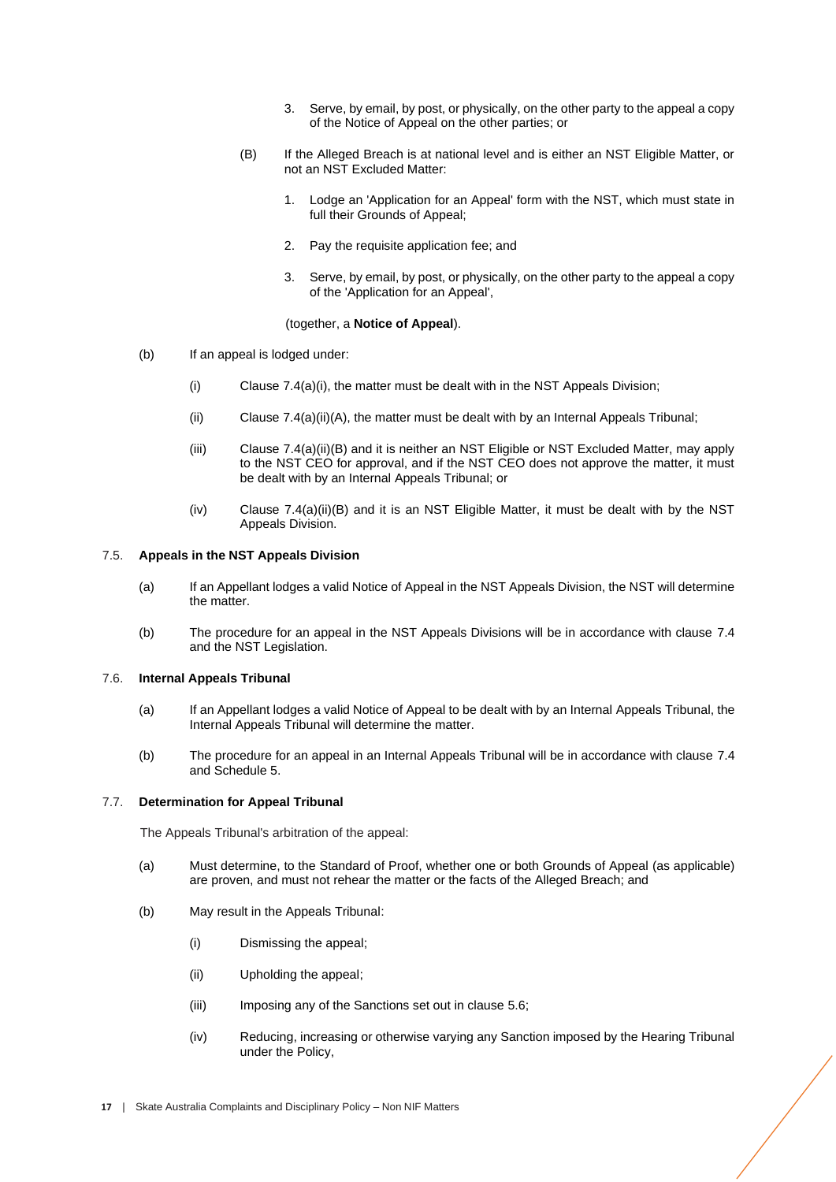3. Serve, by email, by post, or physically, on the other party to the appeal a copy of the Notice of Appeal on the other parties; or

(B) If the Alleged Breach is at national level and is either an NST Eligible Matter, or not an NST Excluded Matter:

1. Lodge an 'Application for an Appeal' form with the NST, which must state in full their Grounds of Appeal;

2. Pay the requisite application fee; and

3. Serve, by email, by post, or physically, on the other party to the appeal a copy of the 'Application for an Appeal',

(together, a **Notice of Appeal**).

(b) If an appeal is lodged under:

(i) Clause 7.4(a)(i), the matter must be dealt with in the NST Appeals Division;

(ii) Clause 7.4(a)(ii)(A), the matter must be dealt with by an Internal Appeals Tribunal;

(iii) Clause 7.4(a)(ii)(B) and it is neither an NST Eligible or NST Excluded Matter, may apply to the NST CEO for approval, and if the NST CEO does not approve the matter, it must be dealt with by an Internal Appeals Tribunal; or

(iv) Clause 7.4(a)(ii)(B) and it is an NST Eligible Matter, it must be dealt with by the NST Appeals Division.

### 7.5. Appeals in the NST Appeals Division

(a) If an Appellant lodges a valid Notice of Appeal in the NST Appeals Division, the NST will determine the matter.

(b) The procedure for an appeal in the NST Appeals Divisions will be in accordance with clause 7.4 and the NST Legislation.

### 7.6. Internal Appeals Tribunal

(a) If an Appellant lodges a valid Notice of Appeal to be dealt with by an Internal Appeals Tribunal, the Internal Appeals Tribunal will determine the matter.

(b) The procedure for an appeal in an Internal Appeals Tribunal will be in accordance with clause 7.4 and Schedule 5.

### 7.7. Determination for Appeal Tribunal

The Appeals Tribunal's arbitration of the appeal:

(a) Must determine, to the Standard of Proof, whether one or both Grounds of Appeal (as applicable) are proven, and must not rehear the matter or the facts of the Alleged Breach; and

(b) May result in the Appeals Tribunal:

(i) Dismissing the appeal;

(ii) Upholding the appeal;

(iii) Imposing any of the Sanctions set out in clause 5.6;

(iv) Reducing, increasing or otherwise varying any Sanction imposed by the Hearing Tribunal under the Policy,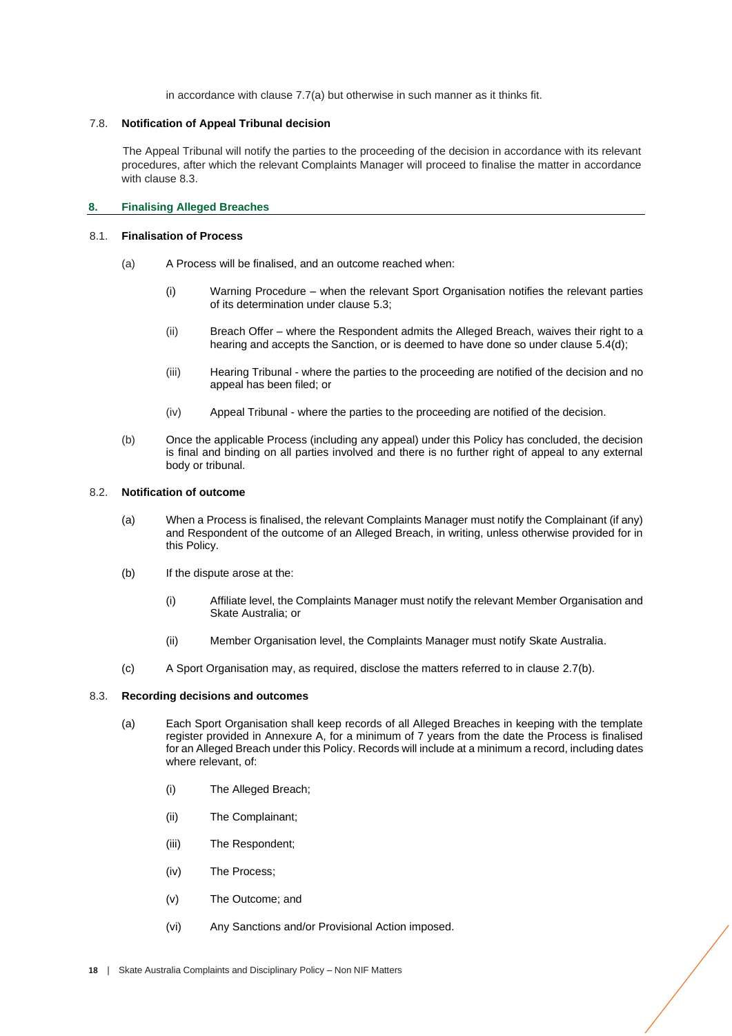in accordance with clause 7.7(a) but otherwise in such manner as it thinks fit.

### 7.8. Notification of Appeal Tribunal decision

The Appeal Tribunal will notify the parties to the proceeding of the decision in accordance with its relevant procedures, after which the relevant Complaints Manager will proceed to finalise the matter in accordance with clause 8.3.

## 8. Finalising Alleged Breaches

### 8.1. Finalisation of Process

(a) A Process will be finalised, and an outcome reached when:

- (i) Warning Procedure – when the relevant Sport Organisation notifies the relevant parties of its determination under clause 5.3;
- (ii) Breach Offer – where the Respondent admits the Alleged Breach, waives their right to a hearing and accepts the Sanction, or is deemed to have done so under clause 5.4(d);
- (iii) Hearing Tribunal - where the parties to the proceeding are notified of the decision and no appeal has been filed; or
- (iv) Appeal Tribunal - where the parties to the proceeding are notified of the decision.

(b) Once the applicable Process (including any appeal) under this Policy has concluded, the decision is final and binding on all parties involved and there is no further right of appeal to any external body or tribunal.

### 8.2. Notification of outcome

(a) When a Process is finalised, the relevant Complaints Manager must notify the Complainant (if any) and Respondent of the outcome of an Alleged Breach, in writing, unless otherwise provided for in this Policy.

(b) If the dispute arose at the:

- (i) Affiliate level, the Complaints Manager must notify the relevant Member Organisation and Skate Australia; or
- (ii) Member Organisation level, the Complaints Manager must notify Skate Australia.

(c) A Sport Organisation may, as required, disclose the matters referred to in clause 2.7(b).

### 8.3. Recording decisions and outcomes

(a) Each Sport Organisation shall keep records of all Alleged Breaches in keeping with the template register provided in Annexure A, for a minimum of 7 years from the date the Process is finalised for an Alleged Breach under this Policy. Records will include at a minimum a record, including dates where relevant, of:

- (i) The Alleged Breach;
- (ii) The Complainant;
- (iii) The Respondent;
- (iv) The Process;
- (v) The Outcome; and
- (vi) Any Sanctions and/or Provisional Action imposed.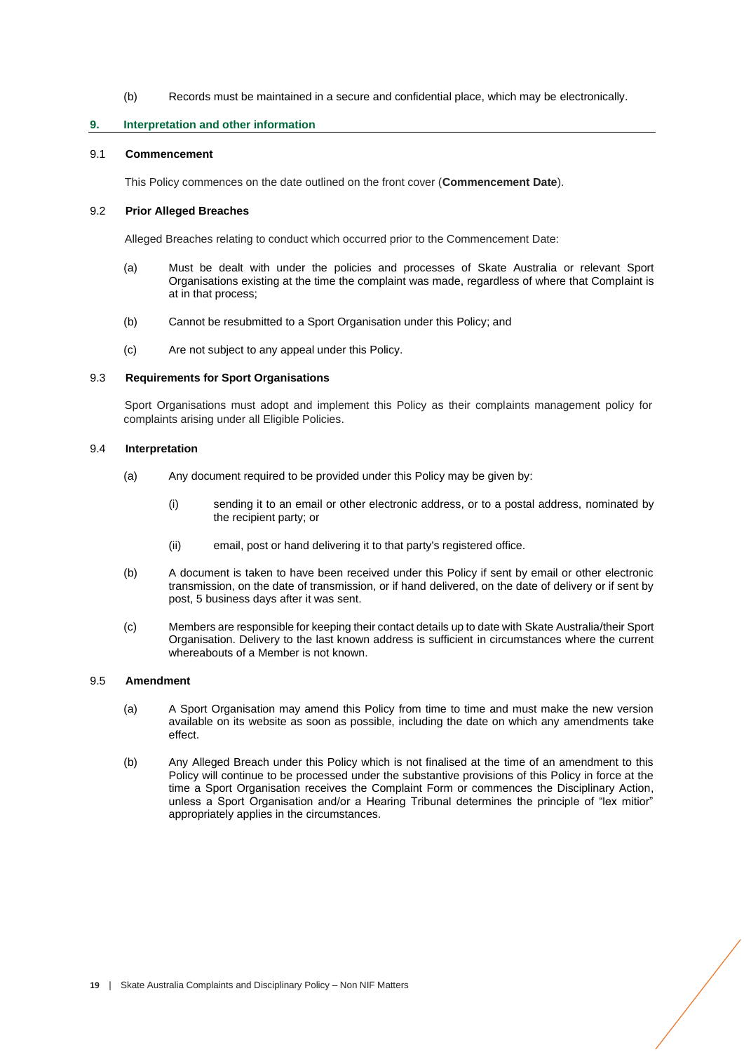(b) Records must be maintained in a secure and confidential place, which may be electronically.

## 9. Interpretation and other information

### 9.1 Commencement

This Policy commences on the date outlined on the front cover (**Commencement Date**).

### 9.2 Prior Alleged Breaches

Alleged Breaches relating to conduct which occurred prior to the Commencement Date:

(a) Must be dealt with under the policies and processes of Skate Australia or relevant Sport Organisations existing at the time the complaint was made, regardless of where that Complaint is at in that process;

(b) Cannot be resubmitted to a Sport Organisation under this Policy; and

(c) Are not subject to any appeal under this Policy.

### 9.3 Requirements for Sport Organisations

Sport Organisations must adopt and implement this Policy as their complaints management policy for complaints arising under all Eligible Policies.

### 9.4 Interpretation

(a) Any document required to be provided under this Policy may be given by:

   (i) sending it to an email or other electronic address, or to a postal address, nominated by the recipient party; or

   (ii) email, post or hand delivering it to that party's registered office.

(b) A document is taken to have been received under this Policy if sent by email or other electronic transmission, on the date of transmission, or if hand delivered, on the date of delivery or if sent by post, 5 business days after it was sent.

(c) Members are responsible for keeping their contact details up to date with Skate Australia/their Sport Organisation. Delivery to the last known address is sufficient in circumstances where the current whereabouts of a Member is not known.

### 9.5 Amendment

(a) A Sport Organisation may amend this Policy from time to time and must make the new version available on its website as soon as possible, including the date on which any amendments take effect.

(b) Any Alleged Breach under this Policy which is not finalised at the time of an amendment to this Policy will continue to be processed under the substantive provisions of this Policy in force at the time a Sport Organisation receives the Complaint Form or commences the Disciplinary Action, unless a Sport Organisation and/or a Hearing Tribunal determines the principle of "lex mitior" appropriately applies in the circumstances.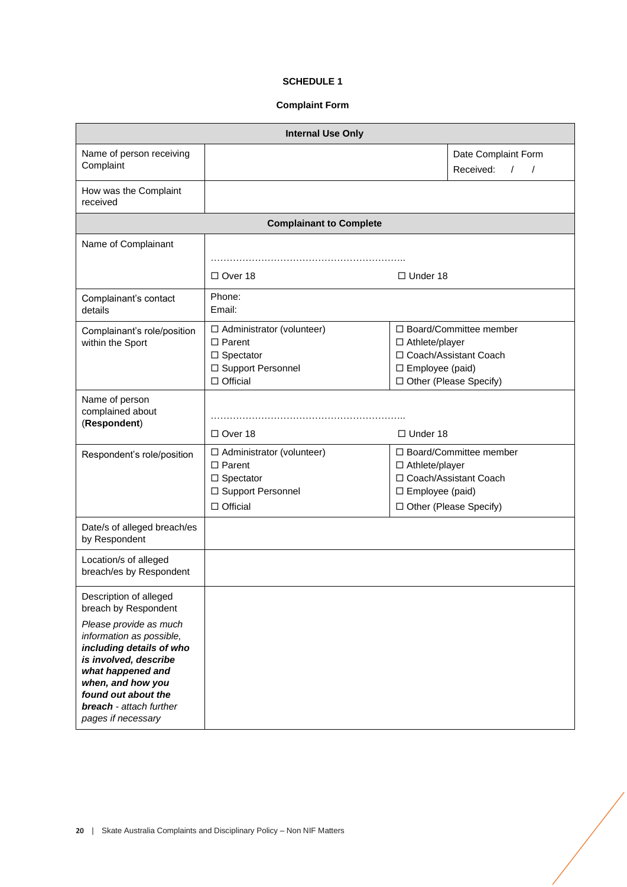**SCHEDULE 1**

**Complaint Form**

| **Internal Use Only** | | | |
|---|---|---|---|
| Name of person receiving Complaint | | | Date Complaint Form Received: / / |
| How was the Complaint received | | | |
| **Complainant to Complete** | | | |
| Name of Complainant | ………………………………………………………. ☐ Over 18 | ☐ Under 18 | |
| Complainant's contact details | Phone: Email: | | |
| Complainant's role/position within the Sport | ☐ Administrator (volunteer) ☐ Parent ☐ Spectator ☐ Support Personnel ☐ Official | ☐ Board/Committee member ☐ Athlete/player ☐ Coach/Assistant Coach ☐ Employee (paid) ☐ Other (Please Specify) | |
| Name of person complained about (**Respondent**) | ………………………………………………………. ☐ Over 18 | ☐ Under 18 | |
| Respondent's role/position | ☐ Administrator (volunteer) ☐ Parent ☐ Spectator ☐ Support Personnel ☐ Official | ☐ Board/Committee member ☐ Athlete/player ☐ Coach/Assistant Coach ☐ Employee (paid) ☐ Other (Please Specify) | |
| Date/s of alleged breach/es by Respondent | | | |
| Location/s of alleged breach/es by Respondent | | | |
| Description of alleged breach by Respondent *Please provide as much information as possible, **including details of who is involved, describe what happened and when, and how you found out about the breach** - attach further pages if necessary* | | | |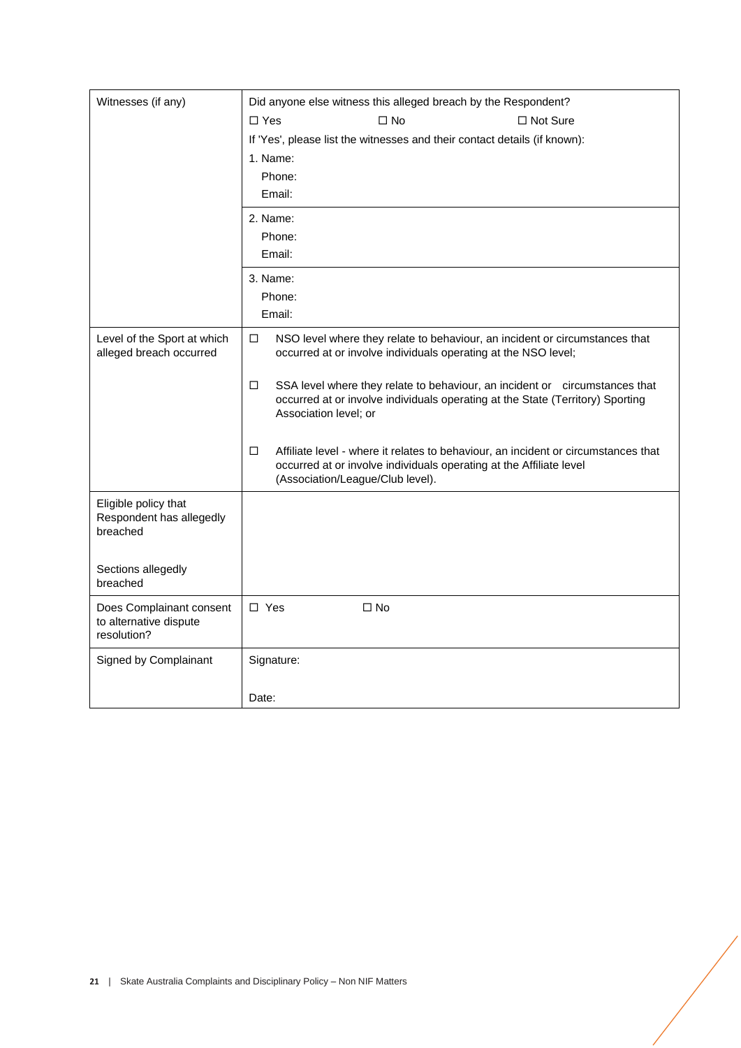| | |
|---|---|
| Witnesses (if any) | Did anyone else witness this alleged breach by the Respondent?<br>☐ Yes ☐ No ☐ Not Sure<br>If 'Yes', please list the witnesses and their contact details (if known):<br>1. Name:<br>Phone:<br>Email: |
| | 2. Name:<br>Phone:<br>Email: |
| | 3. Name:<br>Phone:<br>Email: |
| Level of the Sport at which alleged breach occurred | ☐ NSO level where they relate to behaviour, an incident or circumstances that occurred at or involve individuals operating at the NSO level;<br><br>☐ SSA level where they relate to behaviour, an incident or circumstances that occurred at or involve individuals operating at the State (Territory) Sporting Association level; or<br><br>☐ Affiliate level - where it relates to behaviour, an incident or circumstances that occurred at or involve individuals operating at the Affiliate level (Association/League/Club level). |
| Eligible policy that Respondent has allegedly breached<br><br>Sections allegedly breached | |
| Does Complainant consent to alternative dispute resolution? | ☐ Yes ☐ No |
| Signed by Complainant | Signature:<br><br>Date: |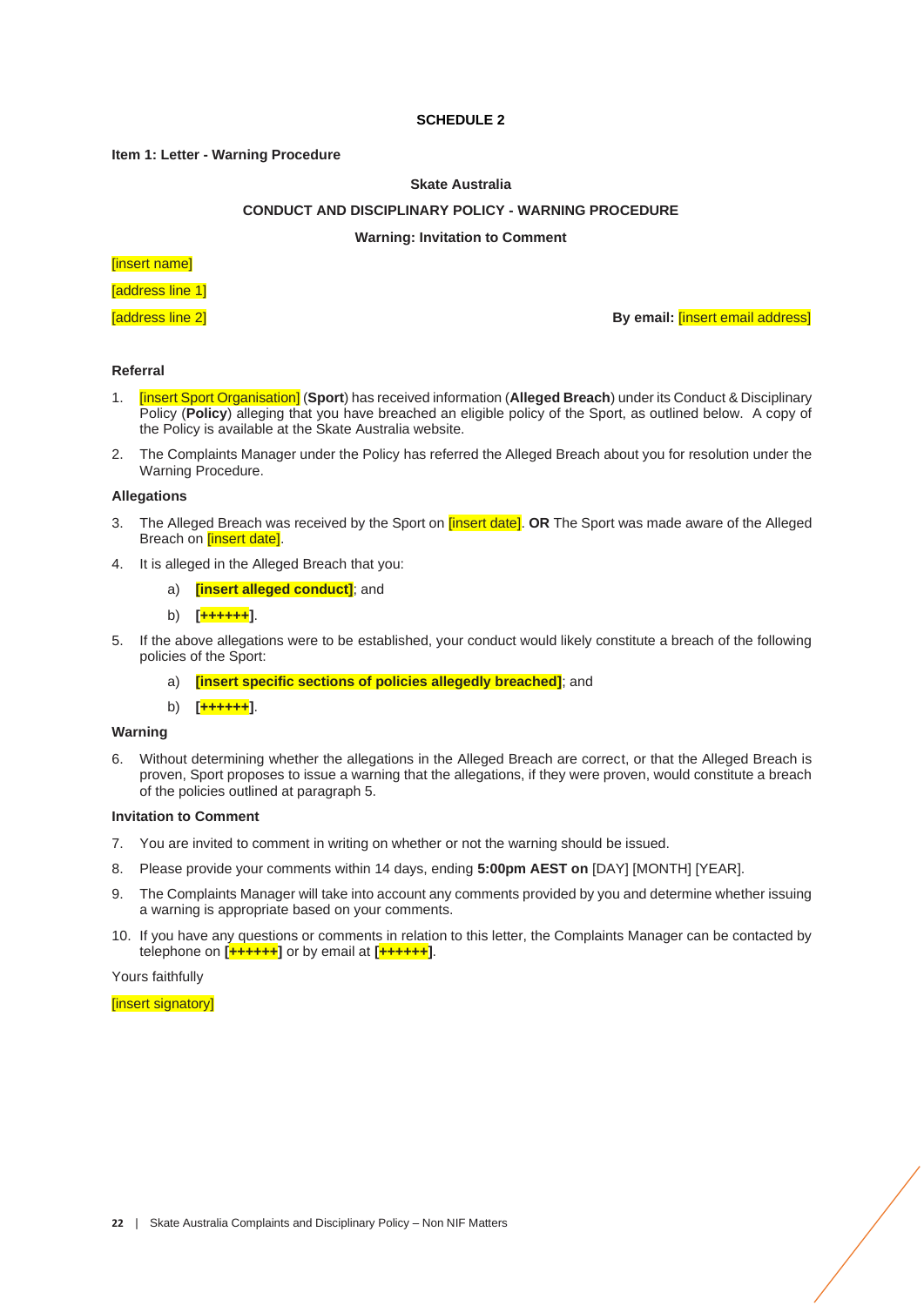**SCHEDULE 2**

**Item 1: Letter - Warning Procedure**

**Skate Australia**

**CONDUCT AND DISCIPLINARY POLICY - WARNING PROCEDURE**

**Warning: Invitation to Comment**

[insert name]

[address line 1]

[address line 2]

**By email:** [insert email address]

**Referral**

1. [insert Sport Organisation] (**Sport**) has received information (**Alleged Breach**) under its Conduct & Disciplinary Policy (**Policy**) alleging that you have breached an eligible policy of the Sport, as outlined below. A copy of the Policy is available at the Skate Australia website.
2. The Complaints Manager under the Policy has referred the Alleged Breach about you for resolution under the Warning Procedure.

**Allegations**

3. The Alleged Breach was received by the Sport on [insert date]. **OR** The Sport was made aware of the Alleged Breach on [insert date].
4. It is alleged in the Alleged Breach that you:
   a) **[insert alleged conduct]**; and
   b) **[++++++]**.
5. If the above allegations were to be established, your conduct would likely constitute a breach of the following policies of the Sport:
   a) **[insert specific sections of policies allegedly breached]**; and
   b) **[++++++]**.

**Warning**

6. Without determining whether the allegations in the Alleged Breach are correct, or that the Alleged Breach is proven, Sport proposes to issue a warning that the allegations, if they were proven, would constitute a breach of the policies outlined at paragraph 5.

**Invitation to Comment**

7. You are invited to comment in writing on whether or not the warning should be issued.
8. Please provide your comments within 14 days, ending **5:00pm AEST on** [DAY] [MONTH] [YEAR].
9. The Complaints Manager will take into account any comments provided by you and determine whether issuing a warning is appropriate based on your comments.
10. If you have any questions or comments in relation to this letter, the Complaints Manager can be contacted by telephone on **[++++++]** or by email at **[++++++]**.

Yours faithfully

[insert signatory]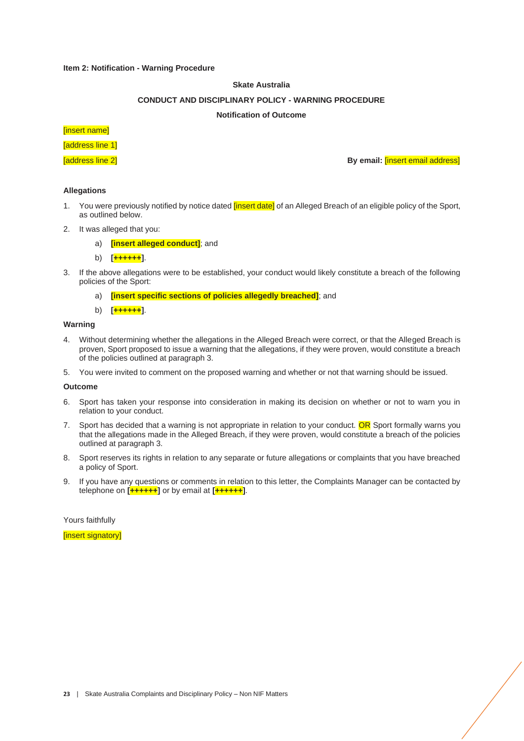**Item 2: Notification - Warning Procedure**

**Skate Australia**

**CONDUCT AND DISCIPLINARY POLICY - WARNING PROCEDURE**

**Notification of Outcome**

[insert name]

[address line 1]

[address line 2]

**By email:** [insert email address]

**Allegations**

1. You were previously notified by notice dated [insert date] of an Alleged Breach of an eligible policy of the Sport, as outlined below.
2. It was alleged that you:
   a) **[insert alleged conduct]**; and
   b) **[++++++]**.
3. If the above allegations were to be established, your conduct would likely constitute a breach of the following policies of the Sport:
   a) **[insert specific sections of policies allegedly breached]**; and
   b) **[++++++]**.

**Warning**

4. Without determining whether the allegations in the Alleged Breach were correct, or that the Alleged Breach is proven, Sport proposed to issue a warning that the allegations, if they were proven, would constitute a breach of the policies outlined at paragraph 3.
5. You were invited to comment on the proposed warning and whether or not that warning should be issued.

**Outcome**

6. Sport has taken your response into consideration in making its decision on whether or not to warn you in relation to your conduct.
7. Sport has decided that a warning is not appropriate in relation to your conduct. OR Sport formally warns you that the allegations made in the Alleged Breach, if they were proven, would constitute a breach of the policies outlined at paragraph 3.
8. Sport reserves its rights in relation to any separate or future allegations or complaints that you have breached a policy of Sport.
9. If you have any questions or comments in relation to this letter, the Complaints Manager can be contacted by telephone on **[++++++]** or by email at **[++++++]**.

Yours faithfully

[insert signatory]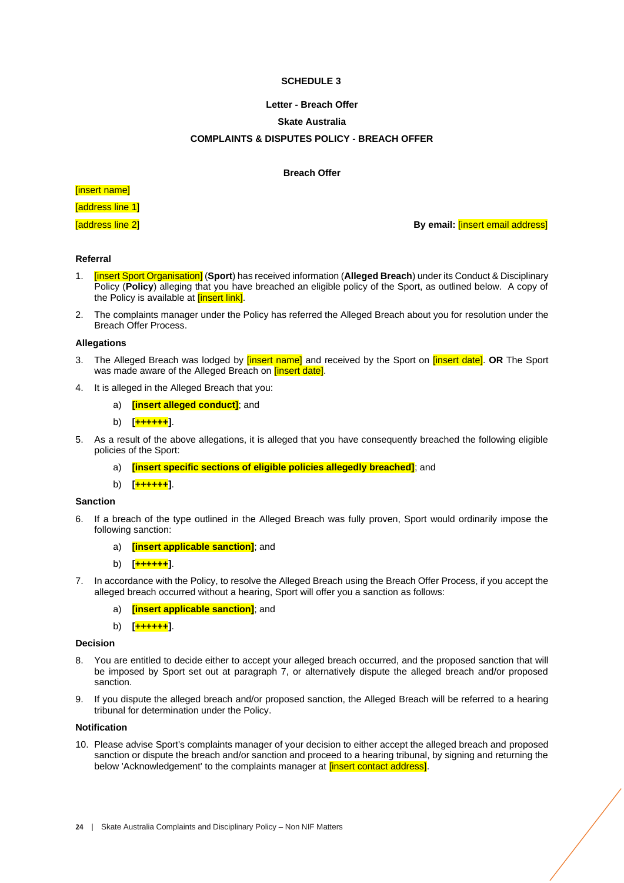**SCHEDULE 3**

**Letter - Breach Offer**

**Skate Australia**

**COMPLAINTS & DISPUTES POLICY - BREACH OFFER**

**Breach Offer**

[insert name]

[address line 1]

[address line 2]

**By email:** [insert email address]

**Referral**

1. [insert Sport Organisation] (**Sport**) has received information (**Alleged Breach**) under its Conduct & Disciplinary Policy (**Policy**) alleging that you have breached an eligible policy of the Sport, as outlined below. A copy of the Policy is available at [insert link].

2. The complaints manager under the Policy has referred the Alleged Breach about you for resolution under the Breach Offer Process.

**Allegations**

3. The Alleged Breach was lodged by [insert name] and received by the Sport on [insert date]. **OR** The Sport was made aware of the Alleged Breach on [insert date].

4. It is alleged in the Alleged Breach that you:

   a) **[insert alleged conduct]**; and

   b) **[++++++]**.

5. As a result of the above allegations, it is alleged that you have consequently breached the following eligible policies of the Sport:

   a) **[insert specific sections of eligible policies allegedly breached]**; and

   b) **[++++++]**.

**Sanction**

6. If a breach of the type outlined in the Alleged Breach was fully proven, Sport would ordinarily impose the following sanction:

   a) **[insert applicable sanction]**; and

   b) **[++++++]**.

7. In accordance with the Policy, to resolve the Alleged Breach using the Breach Offer Process, if you accept the alleged breach occurred without a hearing, Sport will offer you a sanction as follows:

   a) **[insert applicable sanction]**; and

   b) **[++++++]**.

**Decision**

8. You are entitled to decide either to accept your alleged breach occurred, and the proposed sanction that will be imposed by Sport set out at paragraph 7, or alternatively dispute the alleged breach and/or proposed sanction.

9. If you dispute the alleged breach and/or proposed sanction, the Alleged Breach will be referred to a hearing tribunal for determination under the Policy.

**Notification**

10. Please advise Sport's complaints manager of your decision to either accept the alleged breach and proposed sanction or dispute the breach and/or sanction and proceed to a hearing tribunal, by signing and returning the below 'Acknowledgement' to the complaints manager at [insert contact address].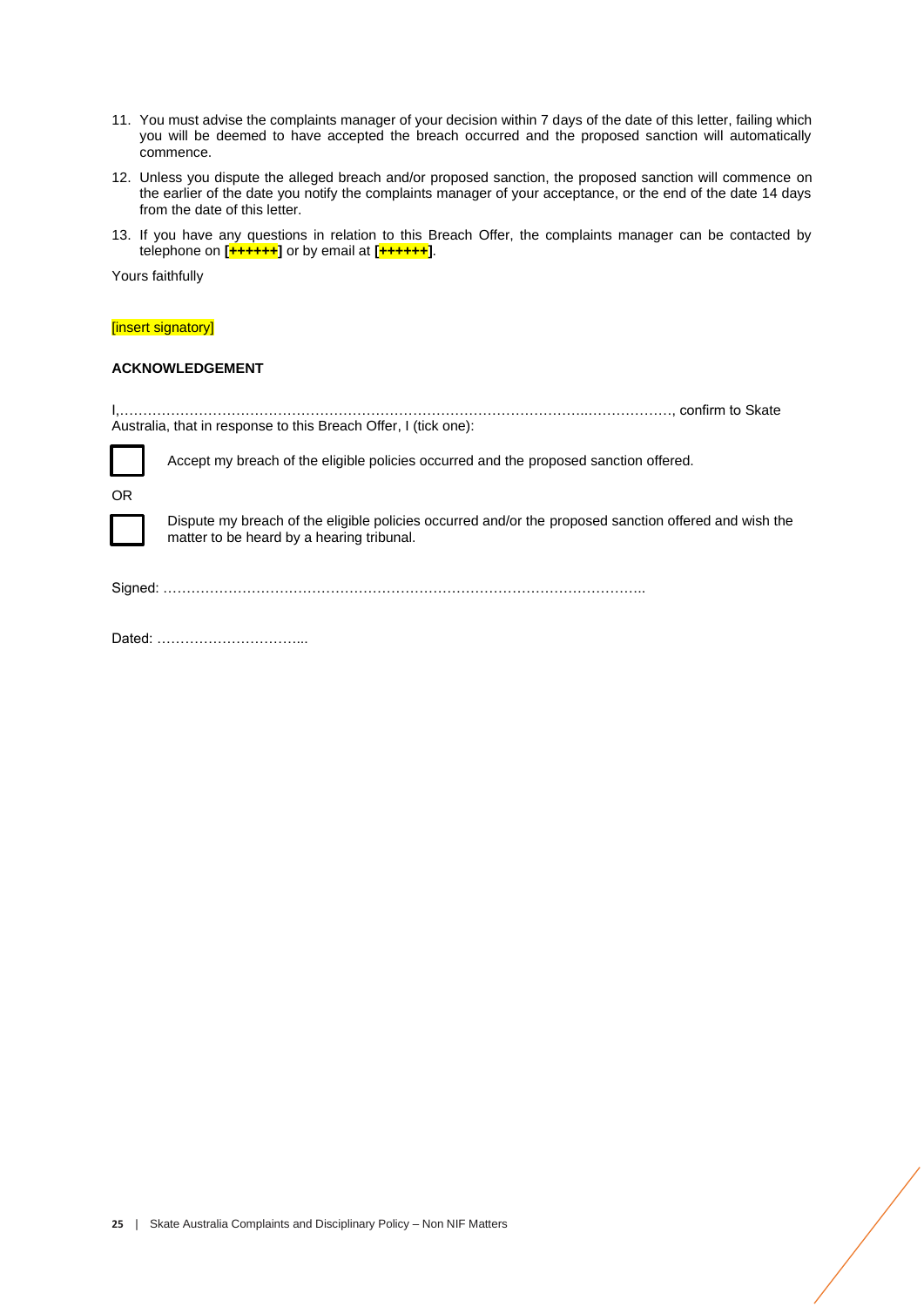11. You must advise the complaints manager of your decision within 7 days of the date of this letter, failing which you will be deemed to have accepted the breach occurred and the proposed sanction will automatically commence.
12. Unless you dispute the alleged breach and/or proposed sanction, the proposed sanction will commence on the earlier of the date you notify the complaints manager of your acceptance, or the end of the date 14 days from the date of this letter.
13. If you have any questions in relation to this Breach Offer, the complaints manager can be contacted by telephone on **[++++++]** or by email at **[++++++]**.

Yours faithfully

[insert signatory]

**ACKNOWLEDGEMENT**

I,……………………………………………………………………………………………..………………, confirm to Skate Australia, that in response to this Breach Offer, I (tick one):

☐ Accept my breach of the eligible policies occurred and the proposed sanction offered.

OR

☐ Dispute my breach of the eligible policies occurred and/or the proposed sanction offered and wish the matter to be heard by a hearing tribunal.

Signed: ………………………………………………………………………………………………..

Dated: …………………………...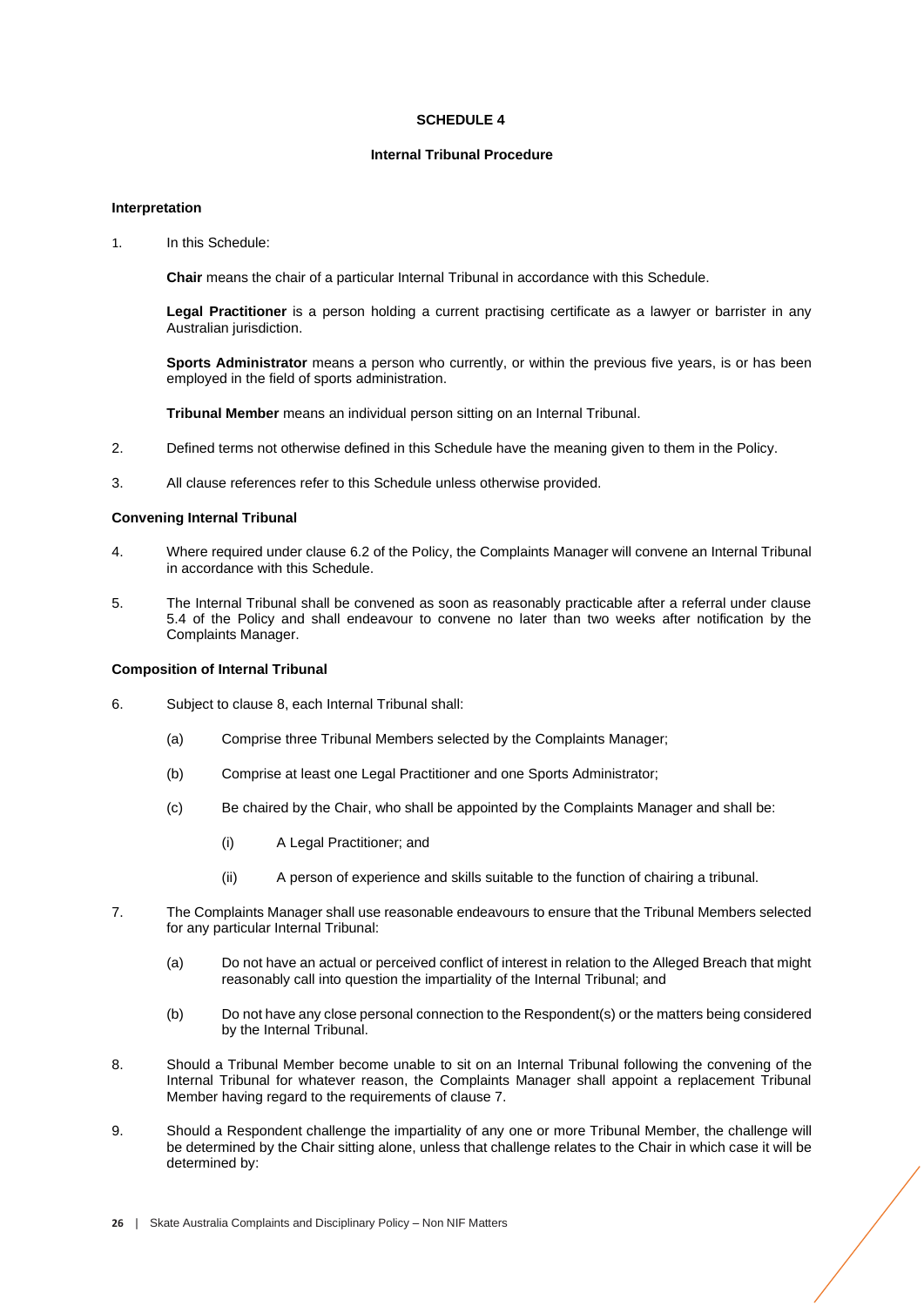# SCHEDULE 4

## Internal Tribunal Procedure

### Interpretation

1. In this Schedule:

   **Chair** means the chair of a particular Internal Tribunal in accordance with this Schedule.

   **Legal Practitioner** is a person holding a current practising certificate as a lawyer or barrister in any Australian jurisdiction.

   **Sports Administrator** means a person who currently, or within the previous five years, is or has been employed in the field of sports administration.

   **Tribunal Member** means an individual person sitting on an Internal Tribunal.

2. Defined terms not otherwise defined in this Schedule have the meaning given to them in the Policy.

3. All clause references refer to this Schedule unless otherwise provided.

### Convening Internal Tribunal

4. Where required under clause 6.2 of the Policy, the Complaints Manager will convene an Internal Tribunal in accordance with this Schedule.

5. The Internal Tribunal shall be convened as soon as reasonably practicable after a referral under clause 5.4 of the Policy and shall endeavour to convene no later than two weeks after notification by the Complaints Manager.

### Composition of Internal Tribunal

6. Subject to clause 8, each Internal Tribunal shall:

   (a) Comprise three Tribunal Members selected by the Complaints Manager;

   (b) Comprise at least one Legal Practitioner and one Sports Administrator;

   (c) Be chaired by the Chair, who shall be appointed by the Complaints Manager and shall be:

      (i) A Legal Practitioner; and

      (ii) A person of experience and skills suitable to the function of chairing a tribunal.

7. The Complaints Manager shall use reasonable endeavours to ensure that the Tribunal Members selected for any particular Internal Tribunal:

   (a) Do not have an actual or perceived conflict of interest in relation to the Alleged Breach that might reasonably call into question the impartiality of the Internal Tribunal; and

   (b) Do not have any close personal connection to the Respondent(s) or the matters being considered by the Internal Tribunal.

8. Should a Tribunal Member become unable to sit on an Internal Tribunal following the convening of the Internal Tribunal for whatever reason, the Complaints Manager shall appoint a replacement Tribunal Member having regard to the requirements of clause 7.

9. Should a Respondent challenge the impartiality of any one or more Tribunal Member, the challenge will be determined by the Chair sitting alone, unless that challenge relates to the Chair in which case it will be determined by: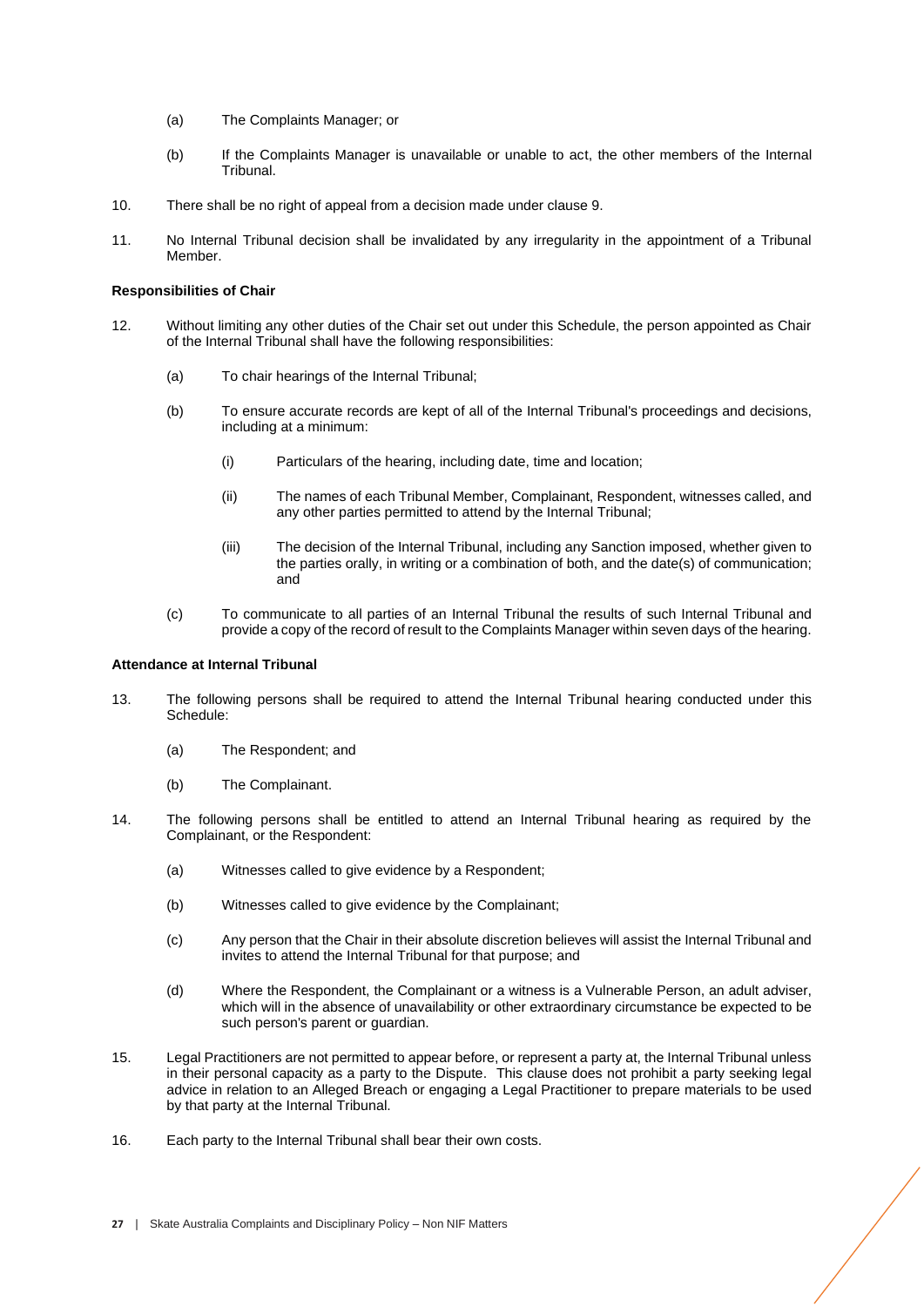(a) The Complaints Manager; or

(b) If the Complaints Manager is unavailable or unable to act, the other members of the Internal Tribunal.

10. There shall be no right of appeal from a decision made under clause 9.

11. No Internal Tribunal decision shall be invalidated by any irregularity in the appointment of a Tribunal Member.

**Responsibilities of Chair**

12. Without limiting any other duties of the Chair set out under this Schedule, the person appointed as Chair of the Internal Tribunal shall have the following responsibilities:

    (a) To chair hearings of the Internal Tribunal;

    (b) To ensure accurate records are kept of all of the Internal Tribunal's proceedings and decisions, including at a minimum:

        (i) Particulars of the hearing, including date, time and location;

        (ii) The names of each Tribunal Member, Complainant, Respondent, witnesses called, and any other parties permitted to attend by the Internal Tribunal;

        (iii) The decision of the Internal Tribunal, including any Sanction imposed, whether given to the parties orally, in writing or a combination of both, and the date(s) of communication; and

    (c) To communicate to all parties of an Internal Tribunal the results of such Internal Tribunal and provide a copy of the record of result to the Complaints Manager within seven days of the hearing.

**Attendance at Internal Tribunal**

13. The following persons shall be required to attend the Internal Tribunal hearing conducted under this Schedule:

    (a) The Respondent; and

    (b) The Complainant.

14. The following persons shall be entitled to attend an Internal Tribunal hearing as required by the Complainant, or the Respondent:

    (a) Witnesses called to give evidence by a Respondent;

    (b) Witnesses called to give evidence by the Complainant;

    (c) Any person that the Chair in their absolute discretion believes will assist the Internal Tribunal and invites to attend the Internal Tribunal for that purpose; and

    (d) Where the Respondent, the Complainant or a witness is a Vulnerable Person, an adult adviser, which will in the absence of unavailability or other extraordinary circumstance be expected to be such person's parent or guardian.

15. Legal Practitioners are not permitted to appear before, or represent a party at, the Internal Tribunal unless in their personal capacity as a party to the Dispute. This clause does not prohibit a party seeking legal advice in relation to an Alleged Breach or engaging a Legal Practitioner to prepare materials to be used by that party at the Internal Tribunal.

16. Each party to the Internal Tribunal shall bear their own costs.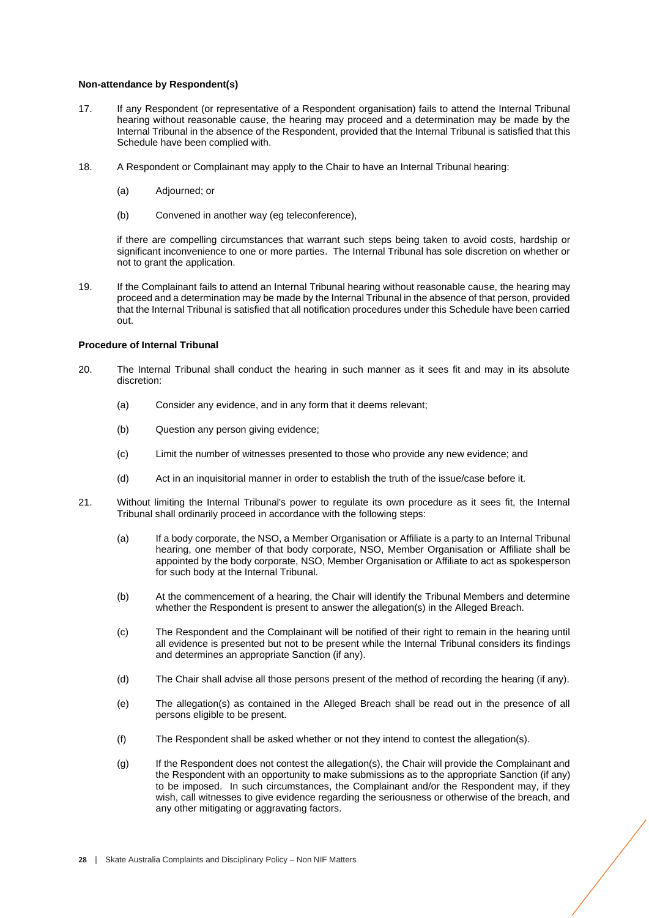**Non-attendance by Respondent(s)**

17. If any Respondent (or representative of a Respondent organisation) fails to attend the Internal Tribunal hearing without reasonable cause, the hearing may proceed and a determination may be made by the Internal Tribunal in the absence of the Respondent, provided that the Internal Tribunal is satisfied that this Schedule have been complied with.

18. A Respondent or Complainant may apply to the Chair to have an Internal Tribunal hearing:

    (a) Adjourned; or

    (b) Convened in another way (eg teleconference),

    if there are compelling circumstances that warrant such steps being taken to avoid costs, hardship or significant inconvenience to one or more parties. The Internal Tribunal has sole discretion on whether or not to grant the application.

19. If the Complainant fails to attend an Internal Tribunal hearing without reasonable cause, the hearing may proceed and a determination may be made by the Internal Tribunal in the absence of that person, provided that the Internal Tribunal is satisfied that all notification procedures under this Schedule have been carried out.

**Procedure of Internal Tribunal**

20. The Internal Tribunal shall conduct the hearing in such manner as it sees fit and may in its absolute discretion:

    (a) Consider any evidence, and in any form that it deems relevant;

    (b) Question any person giving evidence;

    (c) Limit the number of witnesses presented to those who provide any new evidence; and

    (d) Act in an inquisitorial manner in order to establish the truth of the issue/case before it.

21. Without limiting the Internal Tribunal's power to regulate its own procedure as it sees fit, the Internal Tribunal shall ordinarily proceed in accordance with the following steps:

    (a) If a body corporate, the NSO, a Member Organisation or Affiliate is a party to an Internal Tribunal hearing, one member of that body corporate, NSO, Member Organisation or Affiliate shall be appointed by the body corporate, NSO, Member Organisation or Affiliate to act as spokesperson for such body at the Internal Tribunal.

    (b) At the commencement of a hearing, the Chair will identify the Tribunal Members and determine whether the Respondent is present to answer the allegation(s) in the Alleged Breach.

    (c) The Respondent and the Complainant will be notified of their right to remain in the hearing until all evidence is presented but not to be present while the Internal Tribunal considers its findings and determines an appropriate Sanction (if any).

    (d) The Chair shall advise all those persons present of the method of recording the hearing (if any).

    (e) The allegation(s) as contained in the Alleged Breach shall be read out in the presence of all persons eligible to be present.

    (f) The Respondent shall be asked whether or not they intend to contest the allegation(s).

    (g) If the Respondent does not contest the allegation(s), the Chair will provide the Complainant and the Respondent with an opportunity to make submissions as to the appropriate Sanction (if any) to be imposed. In such circumstances, the Complainant and/or the Respondent may, if they wish, call witnesses to give evidence regarding the seriousness or otherwise of the breach, and any other mitigating or aggravating factors.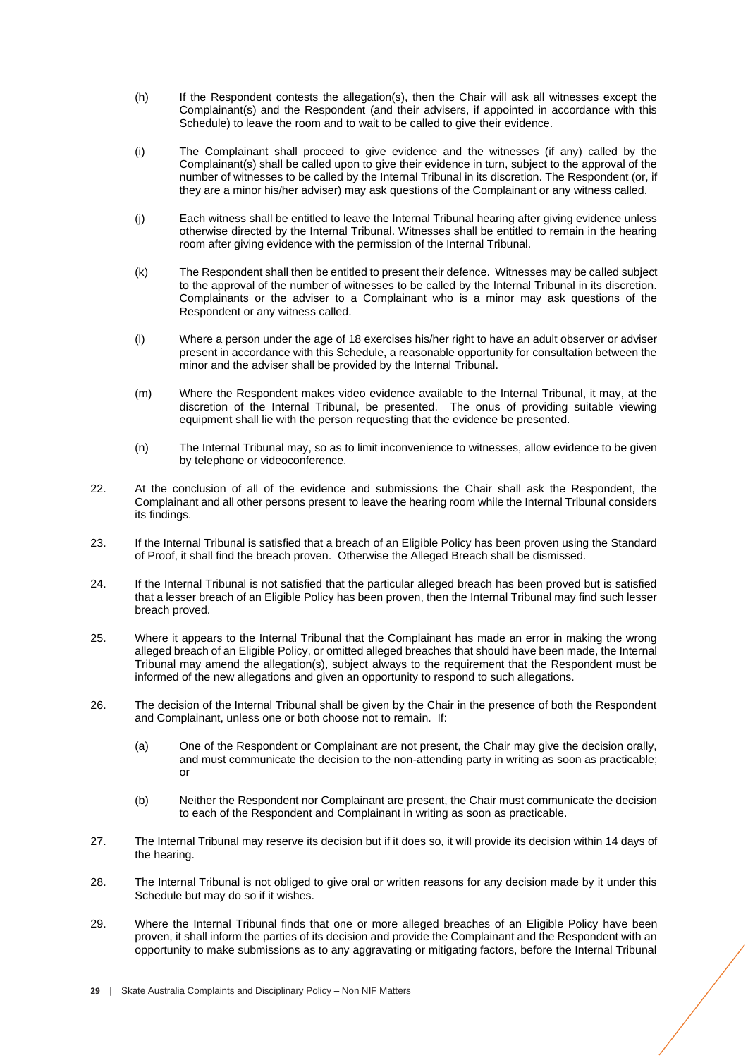(h) If the Respondent contests the allegation(s), then the Chair will ask all witnesses except the Complainant(s) and the Respondent (and their advisers, if appointed in accordance with this Schedule) to leave the room and to wait to be called to give their evidence.

(i) The Complainant shall proceed to give evidence and the witnesses (if any) called by the Complainant(s) shall be called upon to give their evidence in turn, subject to the approval of the number of witnesses to be called by the Internal Tribunal in its discretion. The Respondent (or, if they are a minor his/her adviser) may ask questions of the Complainant or any witness called.

(j) Each witness shall be entitled to leave the Internal Tribunal hearing after giving evidence unless otherwise directed by the Internal Tribunal. Witnesses shall be entitled to remain in the hearing room after giving evidence with the permission of the Internal Tribunal.

(k) The Respondent shall then be entitled to present their defence. Witnesses may be called subject to the approval of the number of witnesses to be called by the Internal Tribunal in its discretion. Complainants or the adviser to a Complainant who is a minor may ask questions of the Respondent or any witness called.

(l) Where a person under the age of 18 exercises his/her right to have an adult observer or adviser present in accordance with this Schedule, a reasonable opportunity for consultation between the minor and the adviser shall be provided by the Internal Tribunal.

(m) Where the Respondent makes video evidence available to the Internal Tribunal, it may, at the discretion of the Internal Tribunal, be presented. The onus of providing suitable viewing equipment shall lie with the person requesting that the evidence be presented.

(n) The Internal Tribunal may, so as to limit inconvenience to witnesses, allow evidence to be given by telephone or videoconference.

22. At the conclusion of all of the evidence and submissions the Chair shall ask the Respondent, the Complainant and all other persons present to leave the hearing room while the Internal Tribunal considers its findings.

23. If the Internal Tribunal is satisfied that a breach of an Eligible Policy has been proven using the Standard of Proof, it shall find the breach proven. Otherwise the Alleged Breach shall be dismissed.

24. If the Internal Tribunal is not satisfied that the particular alleged breach has been proved but is satisfied that a lesser breach of an Eligible Policy has been proven, then the Internal Tribunal may find such lesser breach proved.

25. Where it appears to the Internal Tribunal that the Complainant has made an error in making the wrong alleged breach of an Eligible Policy, or omitted alleged breaches that should have been made, the Internal Tribunal may amend the allegation(s), subject always to the requirement that the Respondent must be informed of the new allegations and given an opportunity to respond to such allegations.

26. The decision of the Internal Tribunal shall be given by the Chair in the presence of both the Respondent and Complainant, unless one or both choose not to remain. If:

    (a) One of the Respondent or Complainant are not present, the Chair may give the decision orally, and must communicate the decision to the non-attending party in writing as soon as practicable; or

    (b) Neither the Respondent nor Complainant are present, the Chair must communicate the decision to each of the Respondent and Complainant in writing as soon as practicable.

27. The Internal Tribunal may reserve its decision but if it does so, it will provide its decision within 14 days of the hearing.

28. The Internal Tribunal is not obliged to give oral or written reasons for any decision made by it under this Schedule but may do so if it wishes.

29. Where the Internal Tribunal finds that one or more alleged breaches of an Eligible Policy have been proven, it shall inform the parties of its decision and provide the Complainant and the Respondent with an opportunity to make submissions as to any aggravating or mitigating factors, before the Internal Tribunal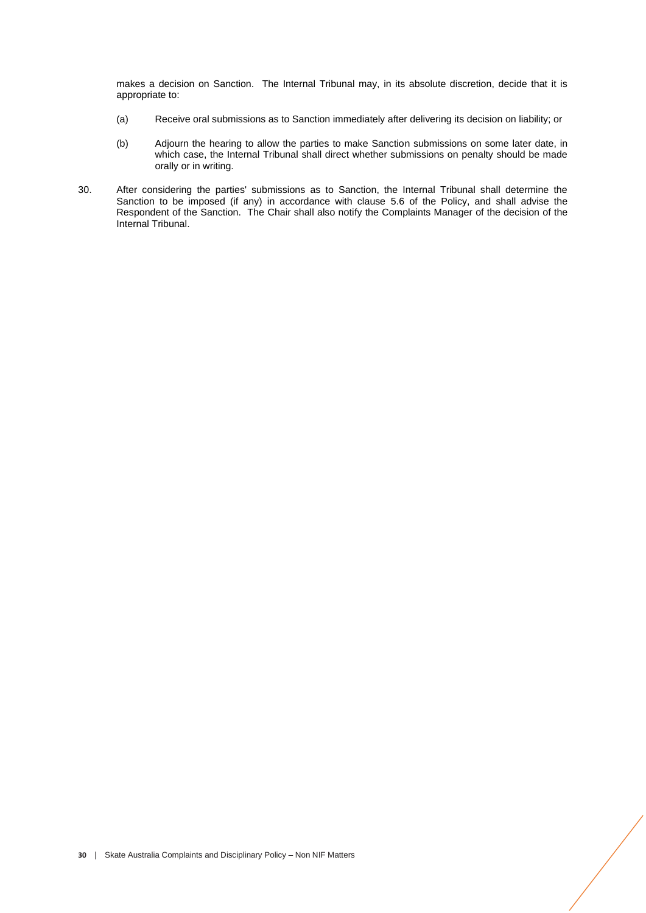makes a decision on Sanction. The Internal Tribunal may, in its absolute discretion, decide that it is appropriate to:

(a) Receive oral submissions as to Sanction immediately after delivering its decision on liability; or

(b) Adjourn the hearing to allow the parties to make Sanction submissions on some later date, in which case, the Internal Tribunal shall direct whether submissions on penalty should be made orally or in writing.

30. After considering the parties' submissions as to Sanction, the Internal Tribunal shall determine the Sanction to be imposed (if any) in accordance with clause 5.6 of the Policy, and shall advise the Respondent of the Sanction. The Chair shall also notify the Complaints Manager of the decision of the Internal Tribunal.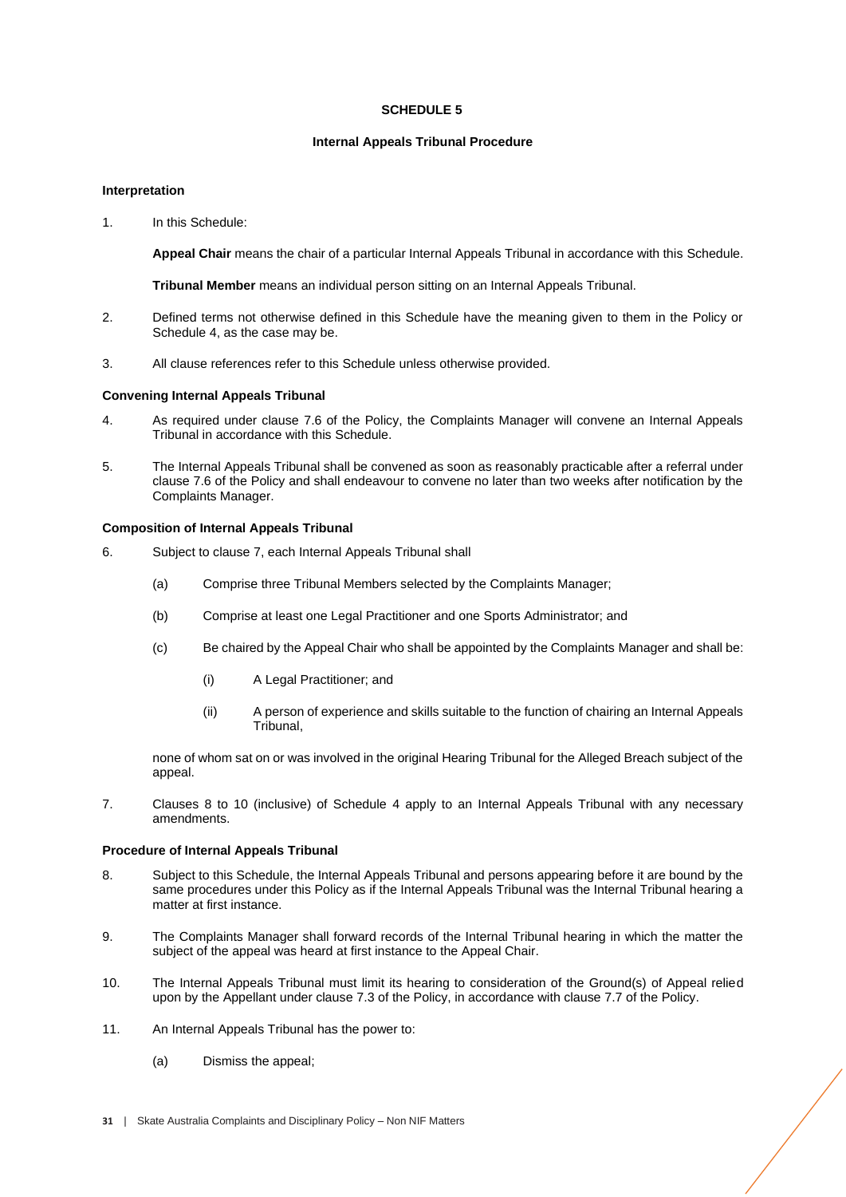# SCHEDULE 5

## Internal Appeals Tribunal Procedure

### Interpretation

1. In this Schedule:

   **Appeal Chair** means the chair of a particular Internal Appeals Tribunal in accordance with this Schedule.

   **Tribunal Member** means an individual person sitting on an Internal Appeals Tribunal.

2. Defined terms not otherwise defined in this Schedule have the meaning given to them in the Policy or Schedule 4, as the case may be.

3. All clause references refer to this Schedule unless otherwise provided.

### Convening Internal Appeals Tribunal

4. As required under clause 7.6 of the Policy, the Complaints Manager will convene an Internal Appeals Tribunal in accordance with this Schedule.

5. The Internal Appeals Tribunal shall be convened as soon as reasonably practicable after a referral under clause 7.6 of the Policy and shall endeavour to convene no later than two weeks after notification by the Complaints Manager.

### Composition of Internal Appeals Tribunal

6. Subject to clause 7, each Internal Appeals Tribunal shall

   (a) Comprise three Tribunal Members selected by the Complaints Manager;

   (b) Comprise at least one Legal Practitioner and one Sports Administrator; and

   (c) Be chaired by the Appeal Chair who shall be appointed by the Complaints Manager and shall be:

      (i) A Legal Practitioner; and

      (ii) A person of experience and skills suitable to the function of chairing an Internal Appeals Tribunal,

   none of whom sat on or was involved in the original Hearing Tribunal for the Alleged Breach subject of the appeal.

7. Clauses 8 to 10 (inclusive) of Schedule 4 apply to an Internal Appeals Tribunal with any necessary amendments.

### Procedure of Internal Appeals Tribunal

8. Subject to this Schedule, the Internal Appeals Tribunal and persons appearing before it are bound by the same procedures under this Policy as if the Internal Appeals Tribunal was the Internal Tribunal hearing a matter at first instance.

9. The Complaints Manager shall forward records of the Internal Tribunal hearing in which the matter the subject of the appeal was heard at first instance to the Appeal Chair.

10. The Internal Appeals Tribunal must limit its hearing to consideration of the Ground(s) of Appeal relied upon by the Appellant under clause 7.3 of the Policy, in accordance with clause 7.7 of the Policy.

11. An Internal Appeals Tribunal has the power to:

    (a) Dismiss the appeal;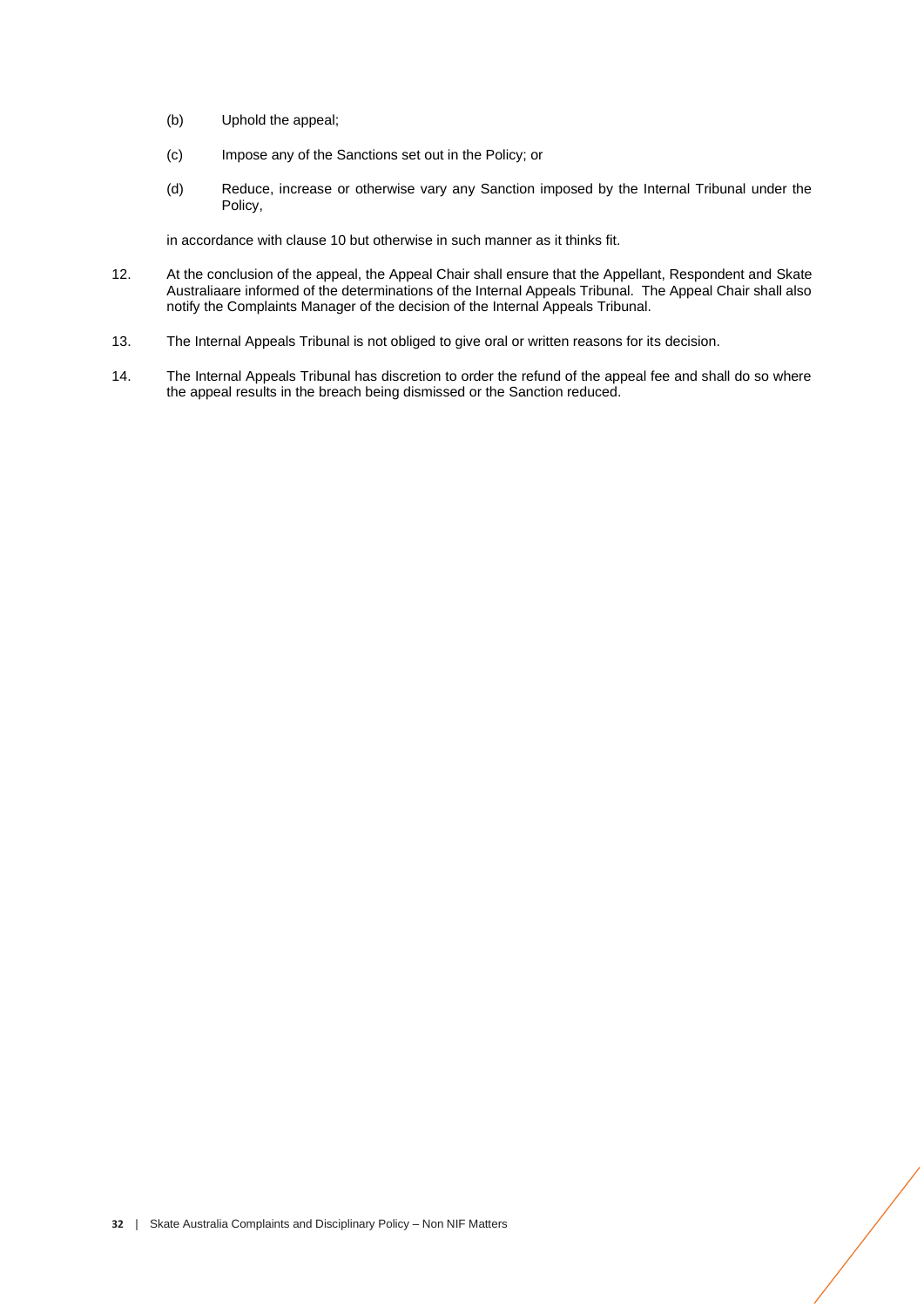(b) Uphold the appeal;

(c) Impose any of the Sanctions set out in the Policy; or

(d) Reduce, increase or otherwise vary any Sanction imposed by the Internal Tribunal under the Policy,

in accordance with clause 10 but otherwise in such manner as it thinks fit.

12. At the conclusion of the appeal, the Appeal Chair shall ensure that the Appellant, Respondent and Skate Australiaare informed of the determinations of the Internal Appeals Tribunal. The Appeal Chair shall also notify the Complaints Manager of the decision of the Internal Appeals Tribunal.

13. The Internal Appeals Tribunal is not obliged to give oral or written reasons for its decision.

14. The Internal Appeals Tribunal has discretion to order the refund of the appeal fee and shall do so where the appeal results in the breach being dismissed or the Sanction reduced.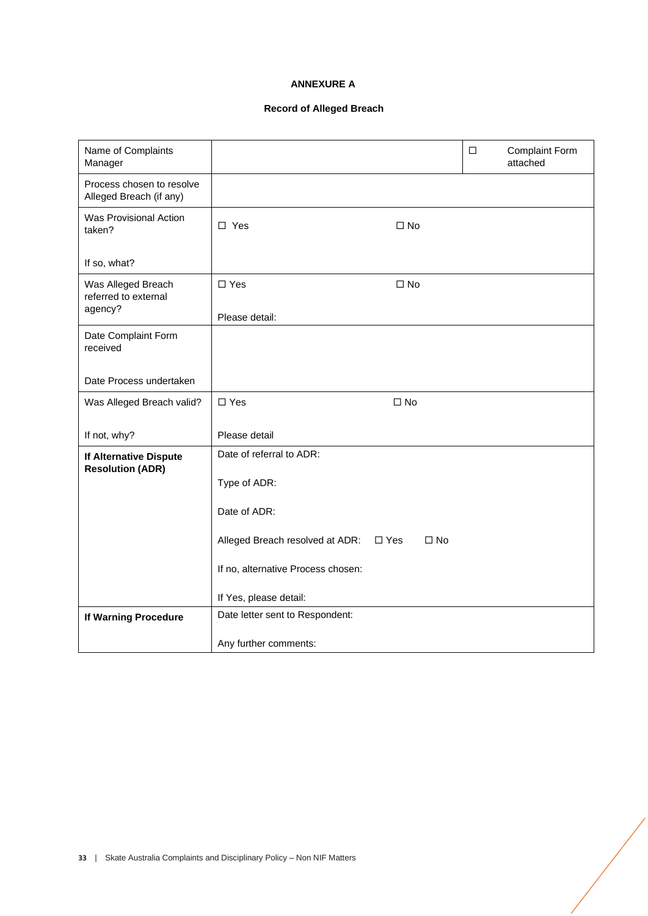**ANNEXURE A**

**Record of Alleged Breach**

| Name of Complaints Manager | | ☐ Complaint Form attached |
|---|---|---|
| Process chosen to resolve Alleged Breach (if any) | | |
| Was Provisional Action taken?<br><br>If so, what? | ☐ Yes ☐ No | |
| Was Alleged Breach referred to external agency? | ☐ Yes ☐ No<br><br>Please detail: | |
| Date Complaint Form received<br><br>Date Process undertaken | | |
| Was Alleged Breach valid?<br><br>If not, why? | ☐ Yes ☐ No<br><br>Please detail | |
| **If Alternative Dispute Resolution (ADR)** | Date of referral to ADR:<br><br>Type of ADR:<br><br>Date of ADR:<br><br>Alleged Breach resolved at ADR: ☐ Yes ☐ No<br><br>If no, alternative Process chosen:<br><br>If Yes, please detail: | |
| **If Warning Procedure** | Date letter sent to Respondent:<br><br>Any further comments: | |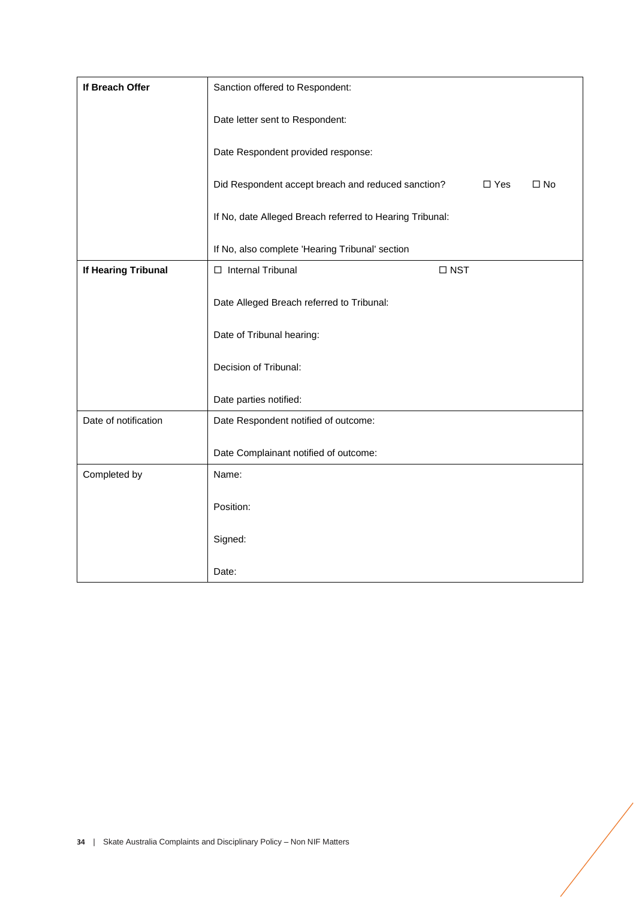| | |
|---|---|
| **If Breach Offer** | Sanction offered to Respondent:<br><br>Date letter sent to Respondent:<br><br>Date Respondent provided response:<br><br>Did Respondent accept breach and reduced sanction? ☐ Yes ☐ No<br><br>If No, date Alleged Breach referred to Hearing Tribunal:<br><br>If No, also complete 'Hearing Tribunal' section |
| **If Hearing Tribunal** | ☐ Internal Tribunal ☐ NST<br><br>Date Alleged Breach referred to Tribunal:<br><br>Date of Tribunal hearing:<br><br>Decision of Tribunal:<br><br>Date parties notified: |
| Date of notification | Date Respondent notified of outcome:<br><br>Date Complainant notified of outcome: |
| Completed by | Name:<br><br>Position:<br><br>Signed:<br><br>Date: |